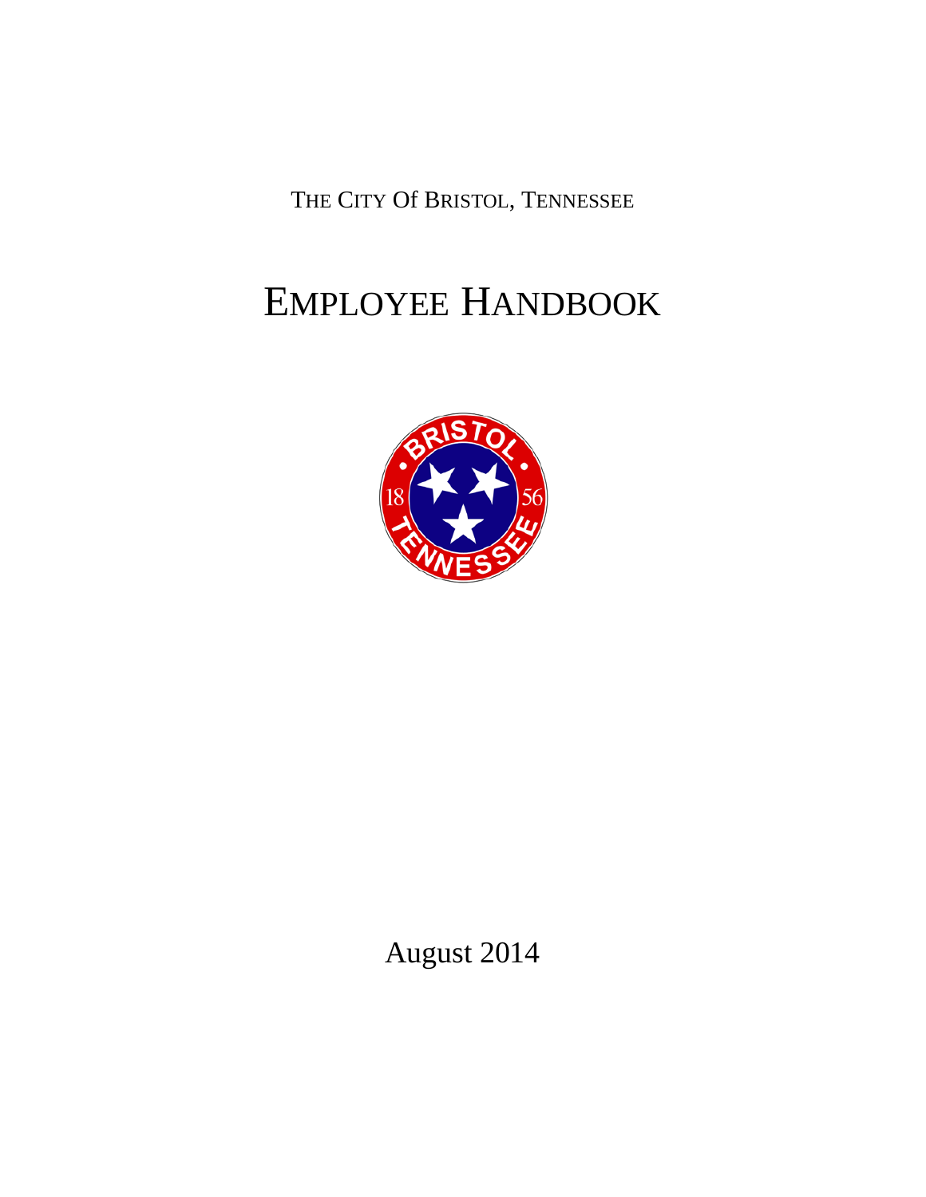THE CITY Of BRISTOL, TENNESSEE

# EMPLOYEE HANDBOOK

August 2014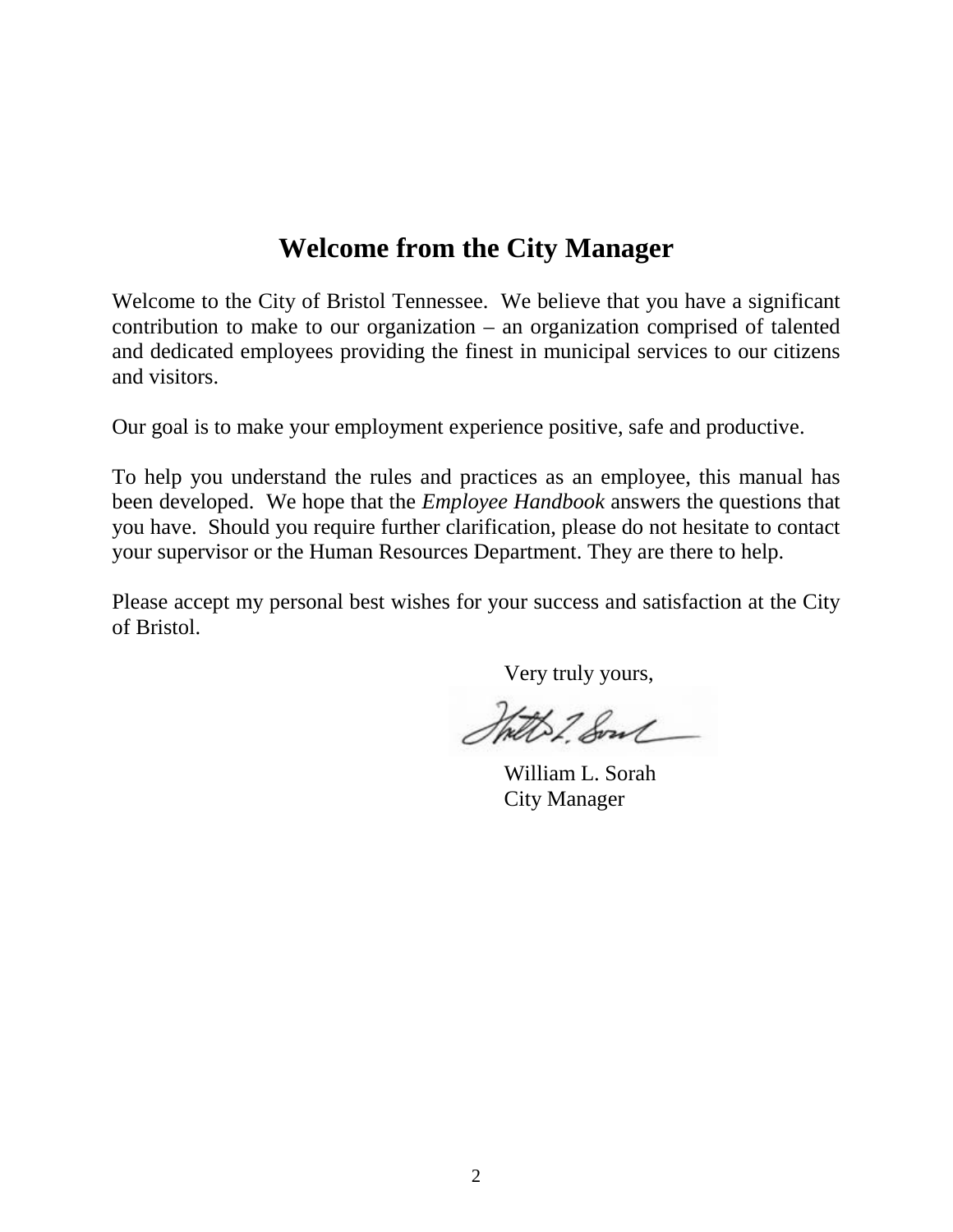# Welcome from the City Manager

Welcome to the City of Bristol Tennessee. We believe that you have a significant contribution to make to our organization – an organization comprised of talented and dedicated employees providing the finest in municipal services to our citizens and visitors.

Our goal is to make your employment experience positive, safe and productive.

To help you understand the rules and practices as an employee, this manual has been developed. We hope that the *Employee Handbook* answers the questions that you have. Should you require further clarification, please do not hesitate to contact your supervisor or the Human Resources Department. They are there to help.

Please accept my personal best wishes for your success and satisfaction at the City of Bristol.

Very truly yours,

William L. Sorah
City Manager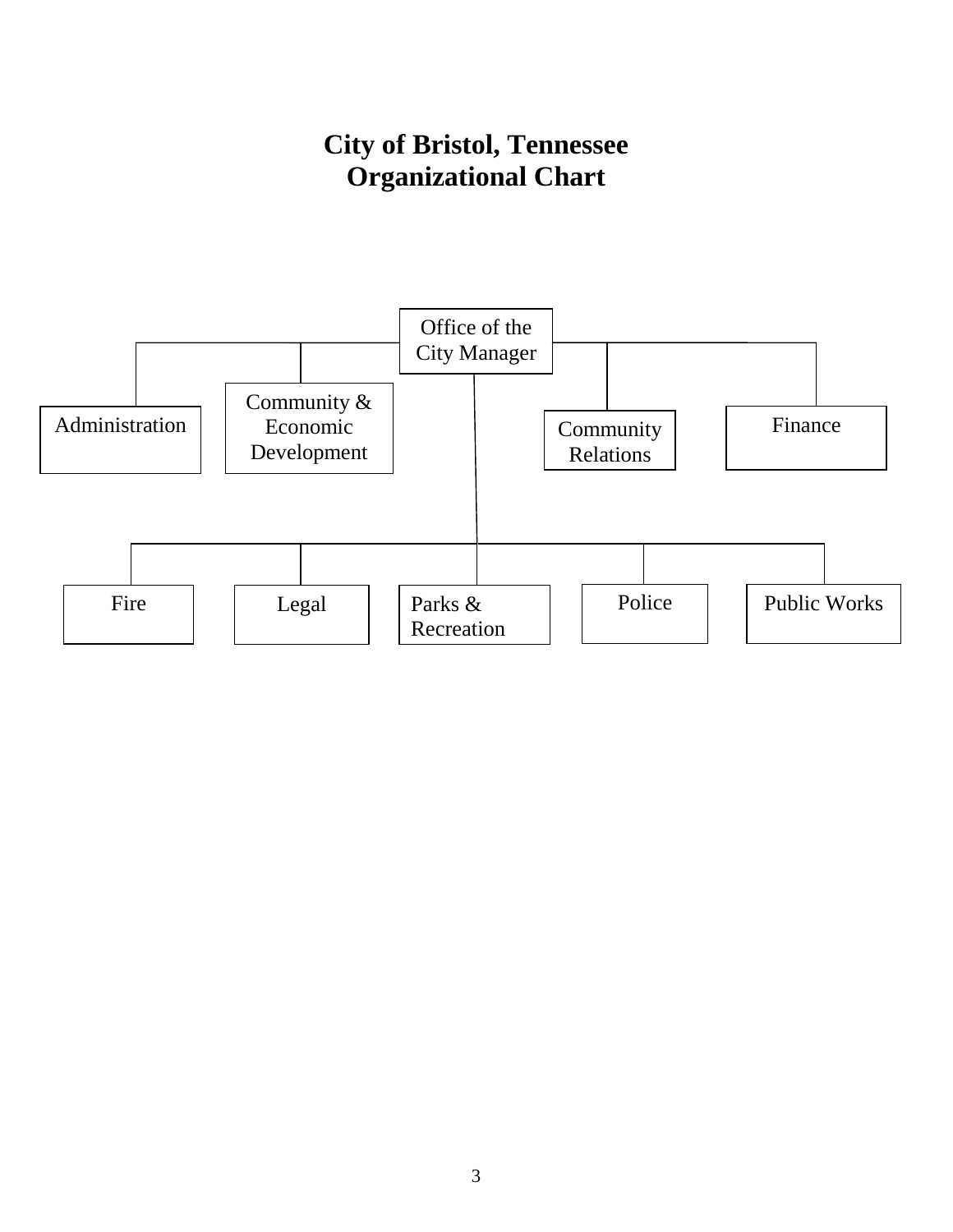# City of Bristol, Tennessee
# Organizational Chart

Office of the City Manager

- Administration
- Community & Economic Development
- Community Relations
- Finance
- Fire
- Legal
- Parks & Recreation
- Police
- Public Works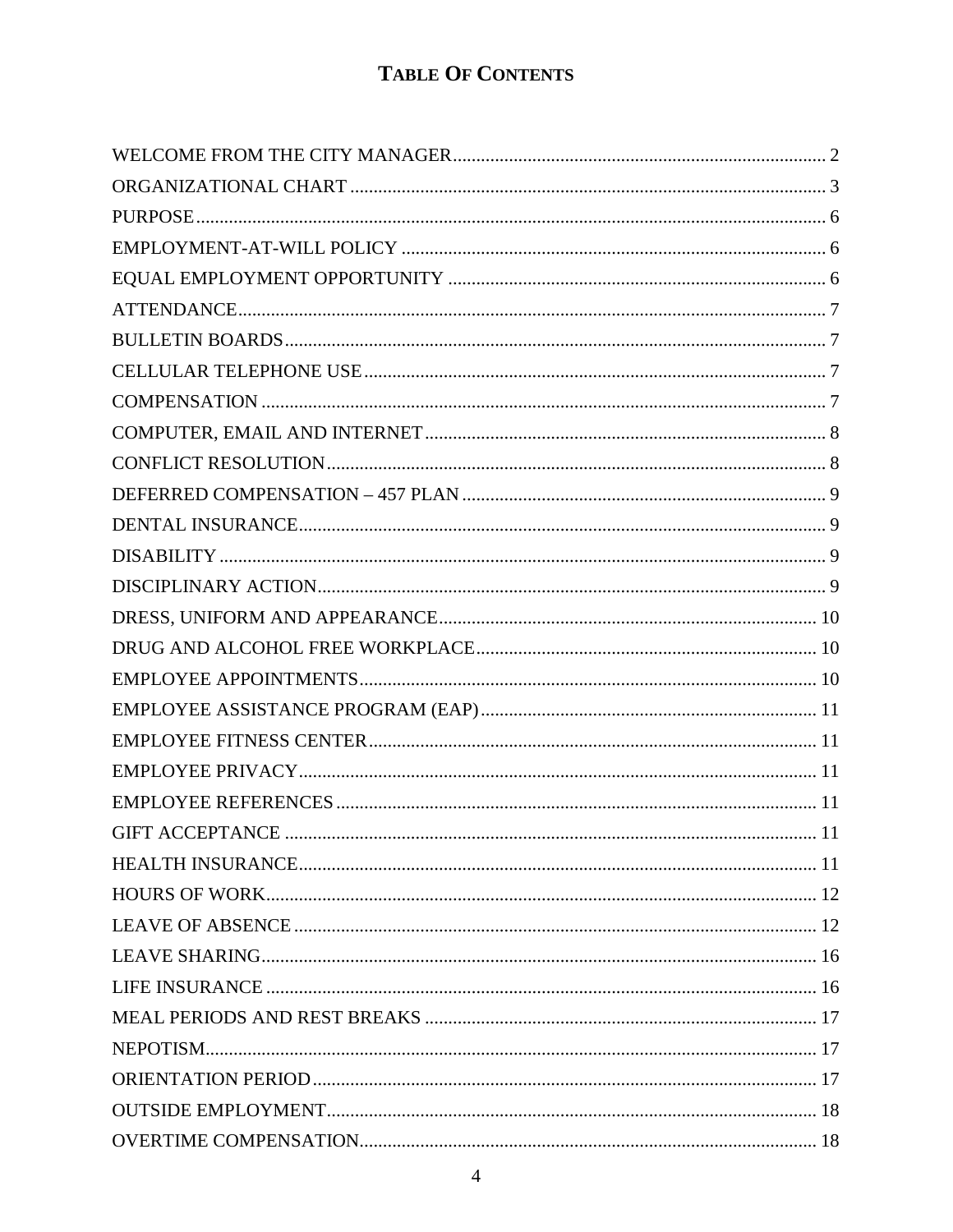# Table Of Contents

| | |
|---|---|
| WELCOME FROM THE CITY MANAGER | 2 |
| ORGANIZATIONAL CHART | 3 |
| PURPOSE | 6 |
| EMPLOYMENT-AT-WILL POLICY | 6 |
| EQUAL EMPLOYMENT OPPORTUNITY | 6 |
| ATTENDANCE | 7 |
| BULLETIN BOARDS | 7 |
| CELLULAR TELEPHONE USE | 7 |
| COMPENSATION | 7 |
| COMPUTER, EMAIL AND INTERNET | 8 |
| CONFLICT RESOLUTION | 8 |
| DEFERRED COMPENSATION – 457 PLAN | 9 |
| DENTAL INSURANCE | 9 |
| DISABILITY | 9 |
| DISCIPLINARY ACTION | 9 |
| DRESS, UNIFORM AND APPEARANCE | 10 |
| DRUG AND ALCOHOL FREE WORKPLACE | 10 |
| EMPLOYEE APPOINTMENTS | 10 |
| EMPLOYEE ASSISTANCE PROGRAM (EAP) | 11 |
| EMPLOYEE FITNESS CENTER | 11 |
| EMPLOYEE PRIVACY | 11 |
| EMPLOYEE REFERENCES | 11 |
| GIFT ACCEPTANCE | 11 |
| HEALTH INSURANCE | 11 |
| HOURS OF WORK | 12 |
| LEAVE OF ABSENCE | 12 |
| LEAVE SHARING | 16 |
| LIFE INSURANCE | 16 |
| MEAL PERIODS AND REST BREAKS | 17 |
| NEPOTISM | 17 |
| ORIENTATION PERIOD | 17 |
| OUTSIDE EMPLOYMENT | 18 |
| OVERTIME COMPENSATION | 18 |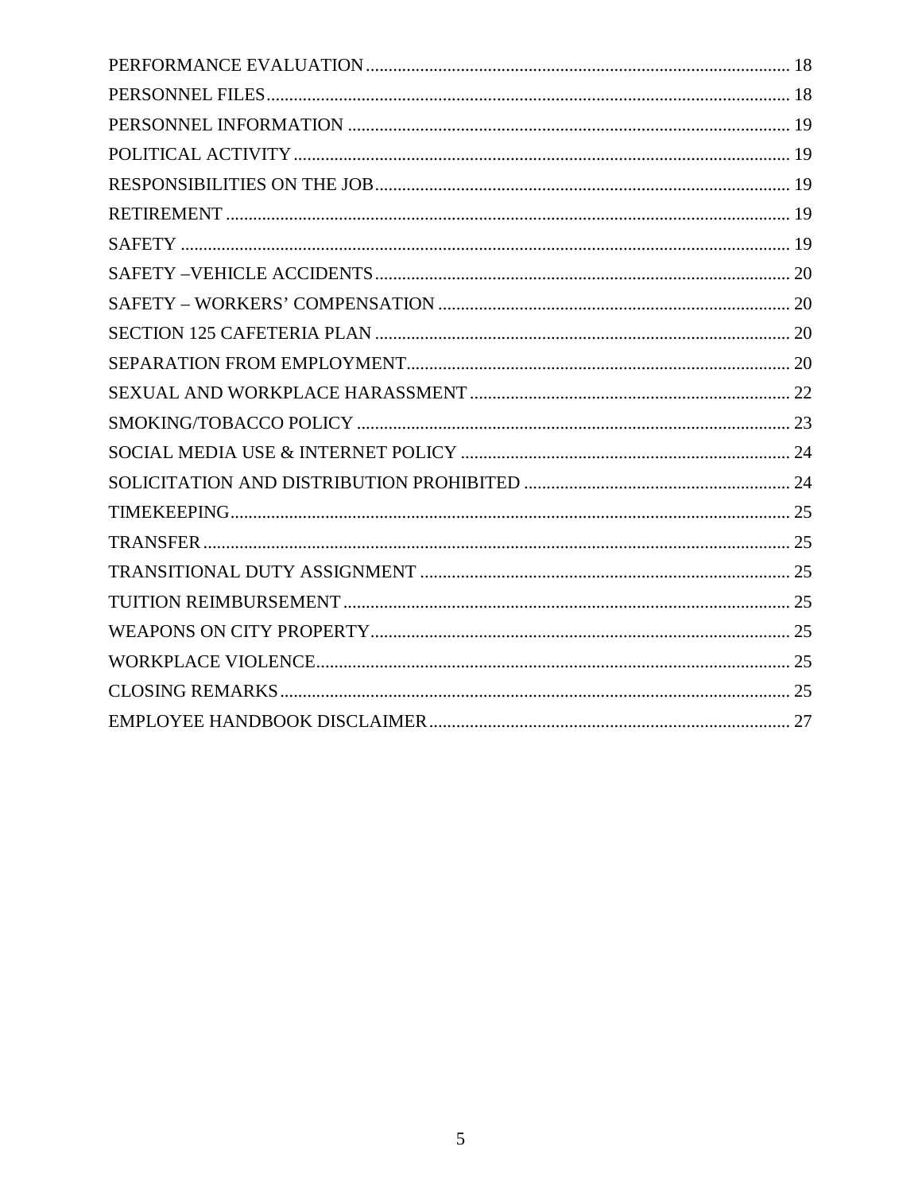PERFORMANCE EVALUATION ............................................................................................. 18
PERSONNEL FILES .................................................................................................................. 18
PERSONNEL INFORMATION ................................................................................................. 19
POLITICAL ACTIVITY ............................................................................................................. 19
RESPONSIBILITIES ON THE JOB ........................................................................................... 19
RETIREMENT ........................................................................................................................... 19
SAFETY ..................................................................................................................................... 19
SAFETY –VEHICLE ACCIDENTS ........................................................................................... 20
SAFETY – WORKERS' COMPENSATION ............................................................................. 20
SECTION 125 CAFETERIA PLAN ........................................................................................... 20
SEPARATION FROM EMPLOYMENT .................................................................................... 20
SEXUAL AND WORKPLACE HARASSMENT ...................................................................... 22
SMOKING/TOBACCO POLICY ............................................................................................... 23
SOCIAL MEDIA USE & INTERNET POLICY ......................................................................... 24
SOLICITATION AND DISTRIBUTION PROHIBITED ........................................................... 24
TIMEKEEPING .......................................................................................................................... 25
TRANSFER ................................................................................................................................ 25
TRANSITIONAL DUTY ASSIGNMENT ................................................................................. 25
TUITION REIMBURSEMENT .................................................................................................. 25
WEAPONS ON CITY PROPERTY ............................................................................................ 25
WORKPLACE VIOLENCE ........................................................................................................ 25
CLOSING REMARKS ................................................................................................................ 25
EMPLOYEE HANDBOOK DISCLAIMER ............................................................................... 27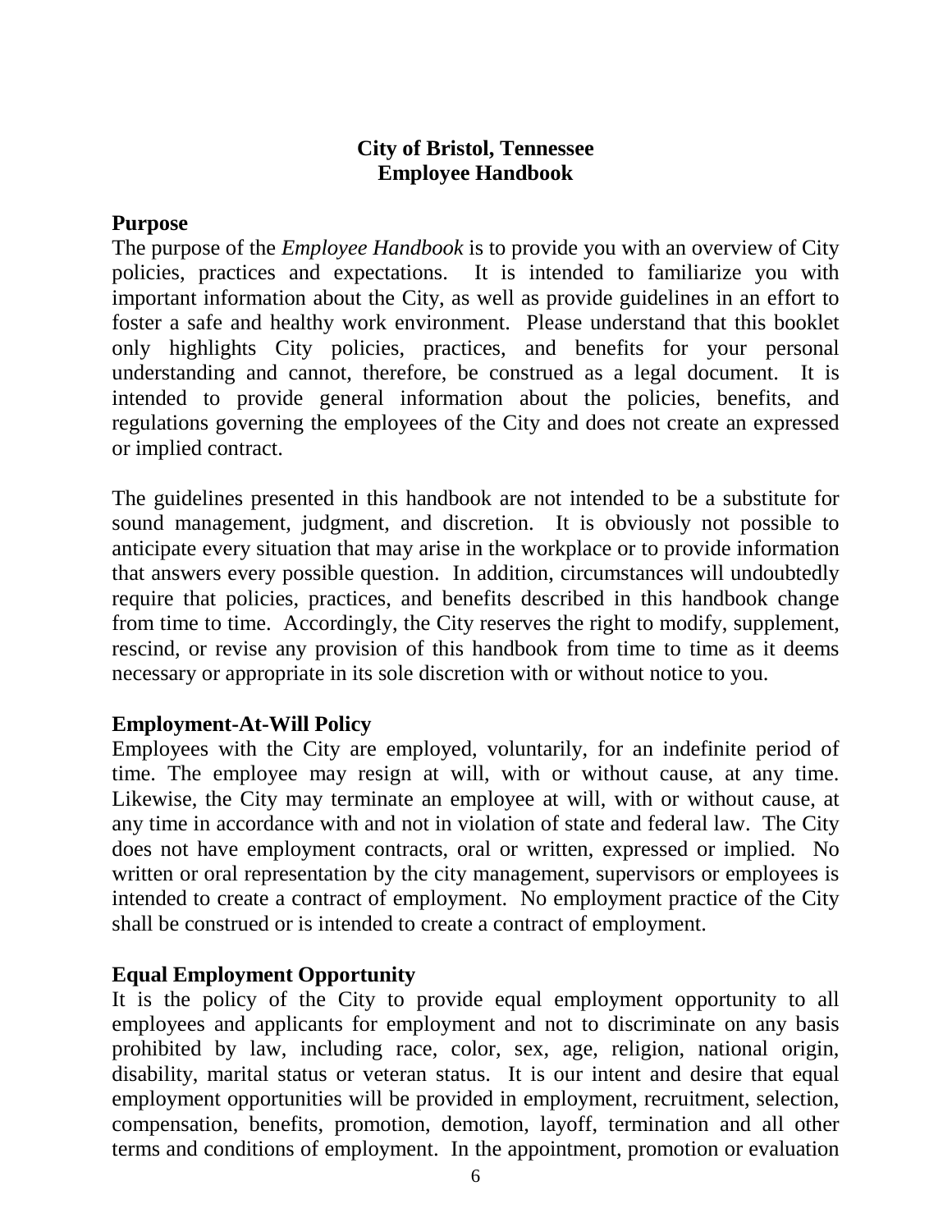# City of Bristol, Tennessee
# Employee Handbook

## Purpose

The purpose of the *Employee Handbook* is to provide you with an overview of City policies, practices and expectations. It is intended to familiarize you with important information about the City, as well as provide guidelines in an effort to foster a safe and healthy work environment. Please understand that this booklet only highlights City policies, practices, and benefits for your personal understanding and cannot, therefore, be construed as a legal document. It is intended to provide general information about the policies, benefits, and regulations governing the employees of the City and does not create an expressed or implied contract.

The guidelines presented in this handbook are not intended to be a substitute for sound management, judgment, and discretion. It is obviously not possible to anticipate every situation that may arise in the workplace or to provide information that answers every possible question. In addition, circumstances will undoubtedly require that policies, practices, and benefits described in this handbook change from time to time. Accordingly, the City reserves the right to modify, supplement, rescind, or revise any provision of this handbook from time to time as it deems necessary or appropriate in its sole discretion with or without notice to you.

## Employment-At-Will Policy

Employees with the City are employed, voluntarily, for an indefinite period of time. The employee may resign at will, with or without cause, at any time. Likewise, the City may terminate an employee at will, with or without cause, at any time in accordance with and not in violation of state and federal law. The City does not have employment contracts, oral or written, expressed or implied. No written or oral representation by the city management, supervisors or employees is intended to create a contract of employment. No employment practice of the City shall be construed or is intended to create a contract of employment.

## Equal Employment Opportunity

It is the policy of the City to provide equal employment opportunity to all employees and applicants for employment and not to discriminate on any basis prohibited by law, including race, color, sex, age, religion, national origin, disability, marital status or veteran status. It is our intent and desire that equal employment opportunities will be provided in employment, recruitment, selection, compensation, benefits, promotion, demotion, layoff, termination and all other terms and conditions of employment. In the appointment, promotion or evaluation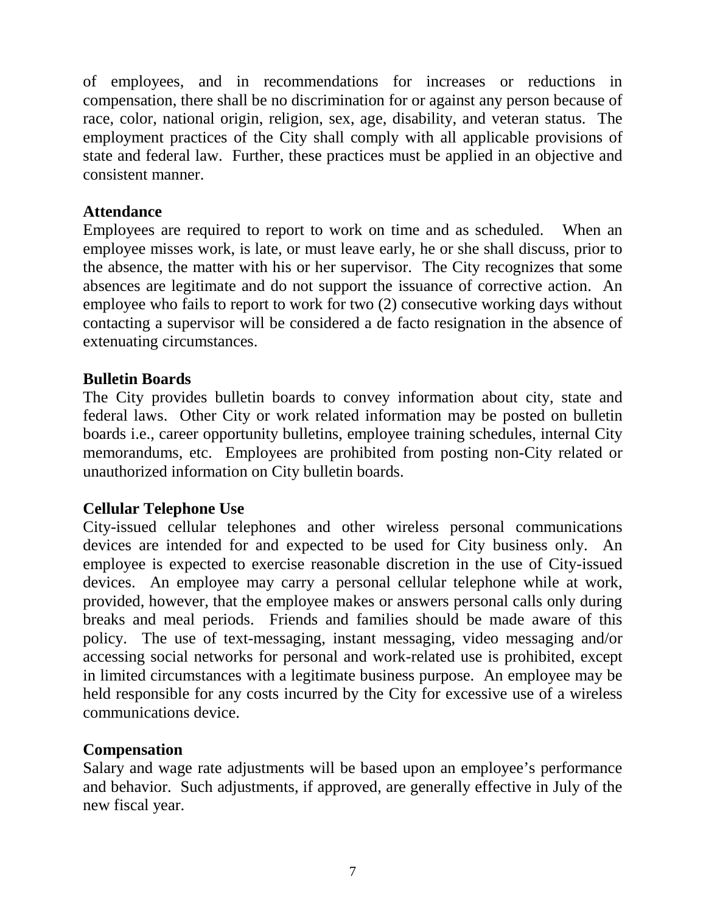of employees, and in recommendations for increases or reductions in compensation, there shall be no discrimination for or against any person because of race, color, national origin, religion, sex, age, disability, and veteran status. The employment practices of the City shall comply with all applicable provisions of state and federal law. Further, these practices must be applied in an objective and consistent manner.

**Attendance**

Employees are required to report to work on time and as scheduled. When an employee misses work, is late, or must leave early, he or she shall discuss, prior to the absence, the matter with his or her supervisor. The City recognizes that some absences are legitimate and do not support the issuance of corrective action. An employee who fails to report to work for two (2) consecutive working days without contacting a supervisor will be considered a de facto resignation in the absence of extenuating circumstances.

**Bulletin Boards**

The City provides bulletin boards to convey information about city, state and federal laws. Other City or work related information may be posted on bulletin boards i.e., career opportunity bulletins, employee training schedules, internal City memorandums, etc. Employees are prohibited from posting non-City related or unauthorized information on City bulletin boards.

**Cellular Telephone Use**

City-issued cellular telephones and other wireless personal communications devices are intended for and expected to be used for City business only. An employee is expected to exercise reasonable discretion in the use of City-issued devices. An employee may carry a personal cellular telephone while at work, provided, however, that the employee makes or answers personal calls only during breaks and meal periods. Friends and families should be made aware of this policy. The use of text-messaging, instant messaging, video messaging and/or accessing social networks for personal and work-related use is prohibited, except in limited circumstances with a legitimate business purpose. An employee may be held responsible for any costs incurred by the City for excessive use of a wireless communications device.

**Compensation**

Salary and wage rate adjustments will be based upon an employee's performance and behavior. Such adjustments, if approved, are generally effective in July of the new fiscal year.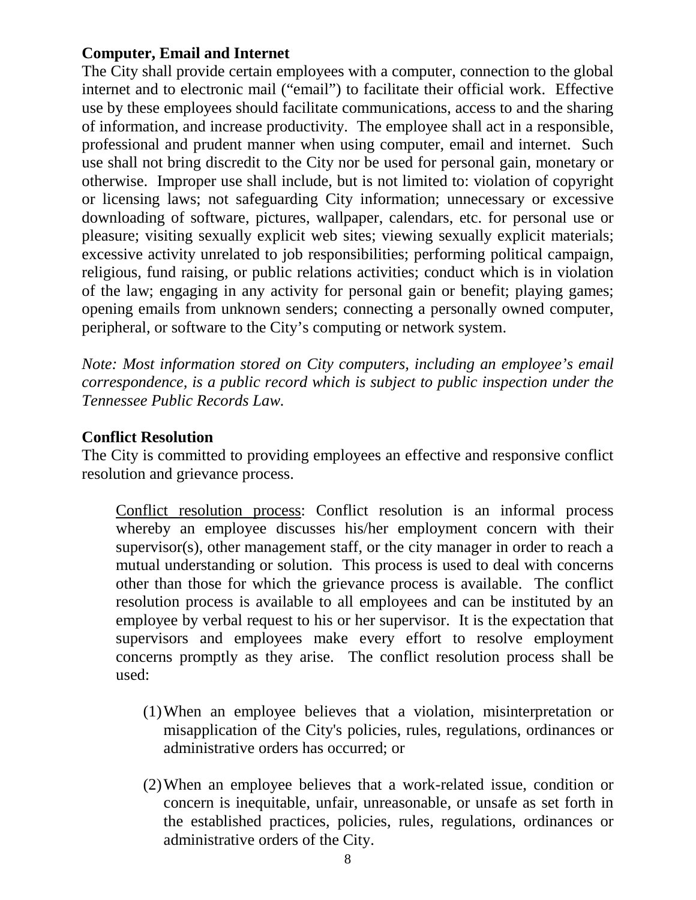**Computer, Email and Internet**

The City shall provide certain employees with a computer, connection to the global internet and to electronic mail ("email") to facilitate their official work. Effective use by these employees should facilitate communications, access to and the sharing of information, and increase productivity. The employee shall act in a responsible, professional and prudent manner when using computer, email and internet. Such use shall not bring discredit to the City nor be used for personal gain, monetary or otherwise. Improper use shall include, but is not limited to: violation of copyright or licensing laws; not safeguarding City information; unnecessary or excessive downloading of software, pictures, wallpaper, calendars, etc. for personal use or pleasure; visiting sexually explicit web sites; viewing sexually explicit materials; excessive activity unrelated to job responsibilities; performing political campaign, religious, fund raising, or public relations activities; conduct which is in violation of the law; engaging in any activity for personal gain or benefit; playing games; opening emails from unknown senders; connecting a personally owned computer, peripheral, or software to the City's computing or network system.

*Note: Most information stored on City computers, including an employee's email correspondence, is a public record which is subject to public inspection under the Tennessee Public Records Law.*

**Conflict Resolution**

The City is committed to providing employees an effective and responsive conflict resolution and grievance process.

<u>Conflict resolution process</u>: Conflict resolution is an informal process whereby an employee discusses his/her employment concern with their supervisor(s), other management staff, or the city manager in order to reach a mutual understanding or solution. This process is used to deal with concerns other than those for which the grievance process is available. The conflict resolution process is available to all employees and can be instituted by an employee by verbal request to his or her supervisor. It is the expectation that supervisors and employees make every effort to resolve employment concerns promptly as they arise. The conflict resolution process shall be used:

(1) When an employee believes that a violation, misinterpretation or misapplication of the City's policies, rules, regulations, ordinances or administrative orders has occurred; or

(2) When an employee believes that a work-related issue, condition or concern is inequitable, unfair, unreasonable, or unsafe as set forth in the established practices, policies, rules, regulations, ordinances or administrative orders of the City.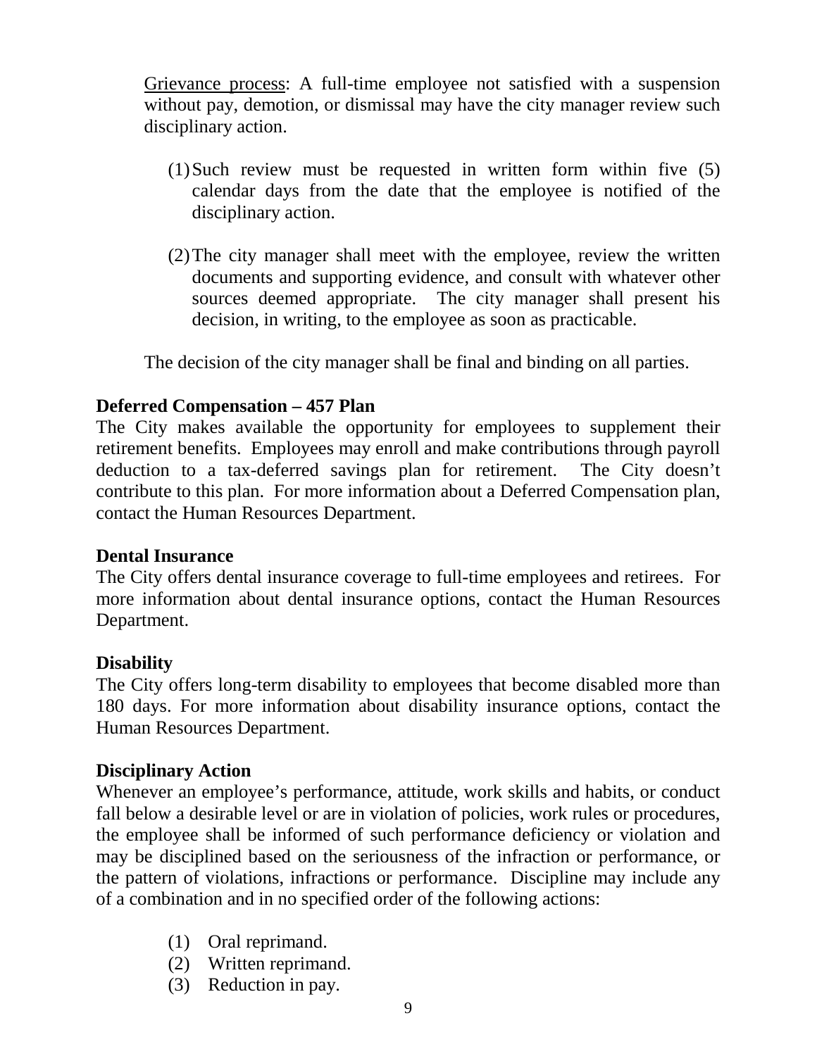Grievance process: A full-time employee not satisfied with a suspension without pay, demotion, or dismissal may have the city manager review such disciplinary action.

(1) Such review must be requested in written form within five (5) calendar days from the date that the employee is notified of the disciplinary action.

(2) The city manager shall meet with the employee, review the written documents and supporting evidence, and consult with whatever other sources deemed appropriate. The city manager shall present his decision, in writing, to the employee as soon as practicable.

The decision of the city manager shall be final and binding on all parties.

**Deferred Compensation – 457 Plan**

The City makes available the opportunity for employees to supplement their retirement benefits. Employees may enroll and make contributions through payroll deduction to a tax-deferred savings plan for retirement. The City doesn't contribute to this plan. For more information about a Deferred Compensation plan, contact the Human Resources Department.

**Dental Insurance**

The City offers dental insurance coverage to full-time employees and retirees. For more information about dental insurance options, contact the Human Resources Department.

**Disability**

The City offers long-term disability to employees that become disabled more than 180 days. For more information about disability insurance options, contact the Human Resources Department.

**Disciplinary Action**

Whenever an employee's performance, attitude, work skills and habits, or conduct fall below a desirable level or are in violation of policies, work rules or procedures, the employee shall be informed of such performance deficiency or violation and may be disciplined based on the seriousness of the infraction or performance, or the pattern of violations, infractions or performance. Discipline may include any of a combination and in no specified order of the following actions:

(1) Oral reprimand.
(2) Written reprimand.
(3) Reduction in pay.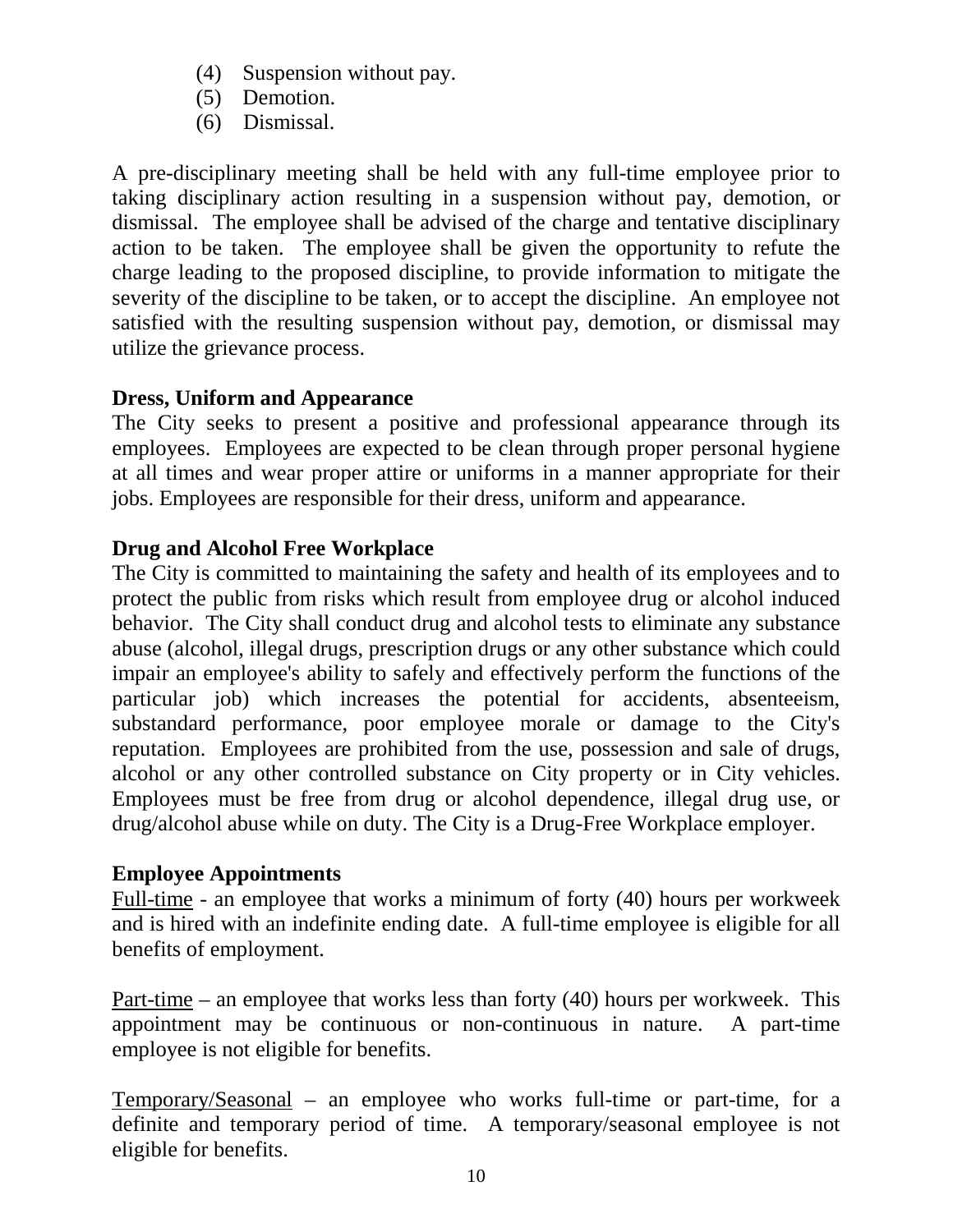(4) Suspension without pay.
(5) Demotion.
(6) Dismissal.

A pre-disciplinary meeting shall be held with any full-time employee prior to taking disciplinary action resulting in a suspension without pay, demotion, or dismissal. The employee shall be advised of the charge and tentative disciplinary action to be taken. The employee shall be given the opportunity to refute the charge leading to the proposed discipline, to provide information to mitigate the severity of the discipline to be taken, or to accept the discipline. An employee not satisfied with the resulting suspension without pay, demotion, or dismissal may utilize the grievance process.

**Dress, Uniform and Appearance**

The City seeks to present a positive and professional appearance through its employees. Employees are expected to be clean through proper personal hygiene at all times and wear proper attire or uniforms in a manner appropriate for their jobs. Employees are responsible for their dress, uniform and appearance.

**Drug and Alcohol Free Workplace**

The City is committed to maintaining the safety and health of its employees and to protect the public from risks which result from employee drug or alcohol induced behavior. The City shall conduct drug and alcohol tests to eliminate any substance abuse (alcohol, illegal drugs, prescription drugs or any other substance which could impair an employee's ability to safely and effectively perform the functions of the particular job) which increases the potential for accidents, absenteeism, substandard performance, poor employee morale or damage to the City's reputation. Employees are prohibited from the use, possession and sale of drugs, alcohol or any other controlled substance on City property or in City vehicles. Employees must be free from drug or alcohol dependence, illegal drug use, or drug/alcohol abuse while on duty. The City is a Drug-Free Workplace employer.

**Employee Appointments**

Full-time - an employee that works a minimum of forty (40) hours per workweek and is hired with an indefinite ending date. A full-time employee is eligible for all benefits of employment.

Part-time – an employee that works less than forty (40) hours per workweek. This appointment may be continuous or non-continuous in nature. A part-time employee is not eligible for benefits.

Temporary/Seasonal – an employee who works full-time or part-time, for a definite and temporary period of time. A temporary/seasonal employee is not eligible for benefits.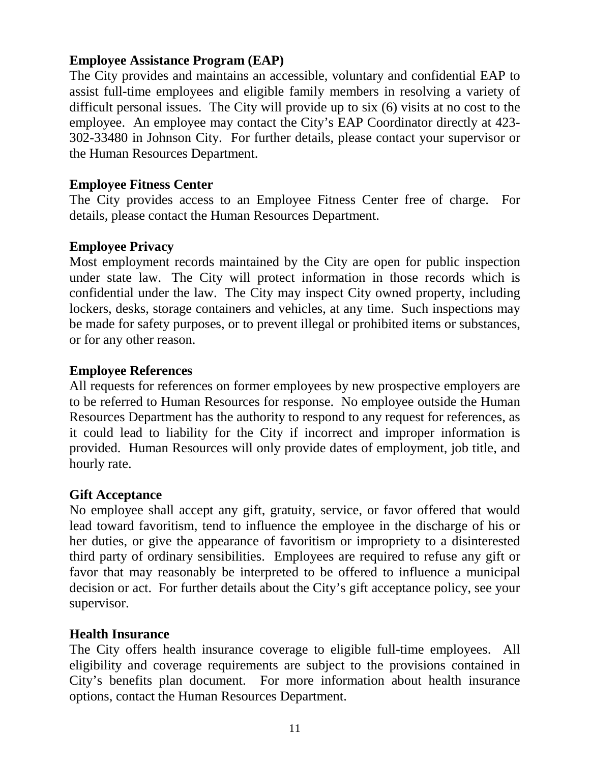**Employee Assistance Program (EAP)**

The City provides and maintains an accessible, voluntary and confidential EAP to assist full-time employees and eligible family members in resolving a variety of difficult personal issues. The City will provide up to six (6) visits at no cost to the employee. An employee may contact the City's EAP Coordinator directly at 423-302-33480 in Johnson City. For further details, please contact your supervisor or the Human Resources Department.

**Employee Fitness Center**

The City provides access to an Employee Fitness Center free of charge. For details, please contact the Human Resources Department.

**Employee Privacy**

Most employment records maintained by the City are open for public inspection under state law. The City will protect information in those records which is confidential under the law. The City may inspect City owned property, including lockers, desks, storage containers and vehicles, at any time. Such inspections may be made for safety purposes, or to prevent illegal or prohibited items or substances, or for any other reason.

**Employee References**

All requests for references on former employees by new prospective employers are to be referred to Human Resources for response. No employee outside the Human Resources Department has the authority to respond to any request for references, as it could lead to liability for the City if incorrect and improper information is provided. Human Resources will only provide dates of employment, job title, and hourly rate.

**Gift Acceptance**

No employee shall accept any gift, gratuity, service, or favor offered that would lead toward favoritism, tend to influence the employee in the discharge of his or her duties, or give the appearance of favoritism or impropriety to a disinterested third party of ordinary sensibilities. Employees are required to refuse any gift or favor that may reasonably be interpreted to be offered to influence a municipal decision or act. For further details about the City's gift acceptance policy, see your supervisor.

**Health Insurance**

The City offers health insurance coverage to eligible full-time employees. All eligibility and coverage requirements are subject to the provisions contained in City's benefits plan document. For more information about health insurance options, contact the Human Resources Department.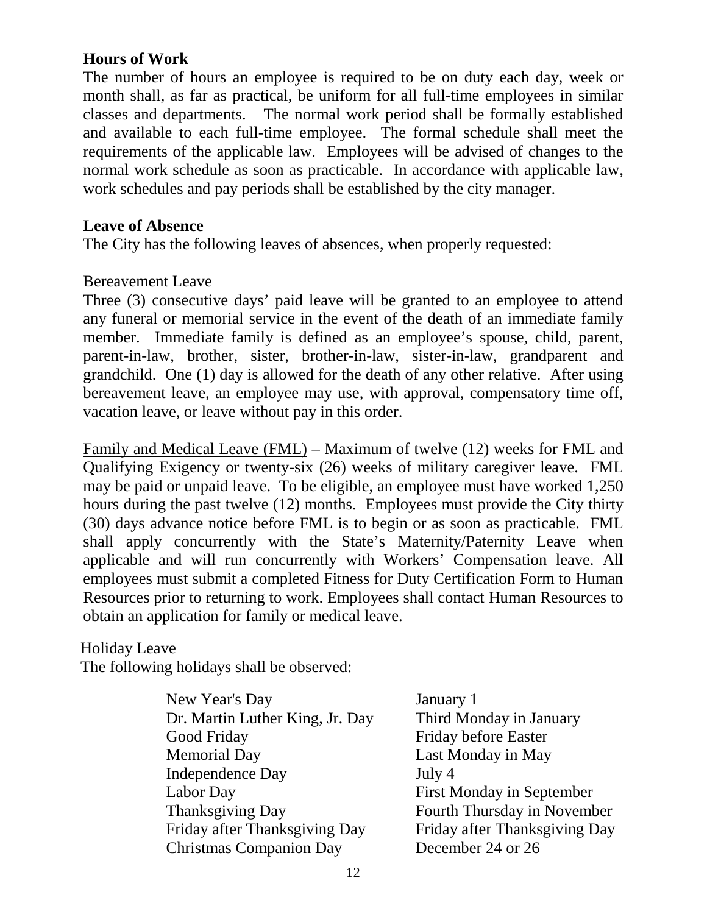## Hours of Work

The number of hours an employee is required to be on duty each day, week or month shall, as far as practical, be uniform for all full-time employees in similar classes and departments. The normal work period shall be formally established and available to each full-time employee. The formal schedule shall meet the requirements of the applicable law. Employees will be advised of changes to the normal work schedule as soon as practicable. In accordance with applicable law, work schedules and pay periods shall be established by the city manager.

## Leave of Absence

The City has the following leaves of absences, when properly requested:

### Bereavement Leave

Three (3) consecutive days' paid leave will be granted to an employee to attend any funeral or memorial service in the event of the death of an immediate family member. Immediate family is defined as an employee's spouse, child, parent, parent-in-law, brother, sister, brother-in-law, sister-in-law, grandparent and grandchild. One (1) day is allowed for the death of any other relative. After using bereavement leave, an employee may use, with approval, compensatory time off, vacation leave, or leave without pay in this order.

Family and Medical Leave (FML) – Maximum of twelve (12) weeks for FML and Qualifying Exigency or twenty-six (26) weeks of military caregiver leave. FML may be paid or unpaid leave. To be eligible, an employee must have worked 1,250 hours during the past twelve (12) months. Employees must provide the City thirty (30) days advance notice before FML is to begin or as soon as practicable. FML shall apply concurrently with the State's Maternity/Paternity Leave when applicable and will run concurrently with Workers' Compensation leave. All employees must submit a completed Fitness for Duty Certification Form to Human Resources prior to returning to work. Employees shall contact Human Resources to obtain an application for family or medical leave.

### Holiday Leave

The following holidays shall be observed:

| Holiday | Date |
|---|---|
| New Year's Day | January 1 |
| Dr. Martin Luther King, Jr. Day | Third Monday in January |
| Good Friday | Friday before Easter |
| Memorial Day | Last Monday in May |
| Independence Day | July 4 |
| Labor Day | First Monday in September |
| Thanksgiving Day | Fourth Thursday in November |
| Friday after Thanksgiving Day | Friday after Thanksgiving Day |
| Christmas Companion Day | December 24 or 26 |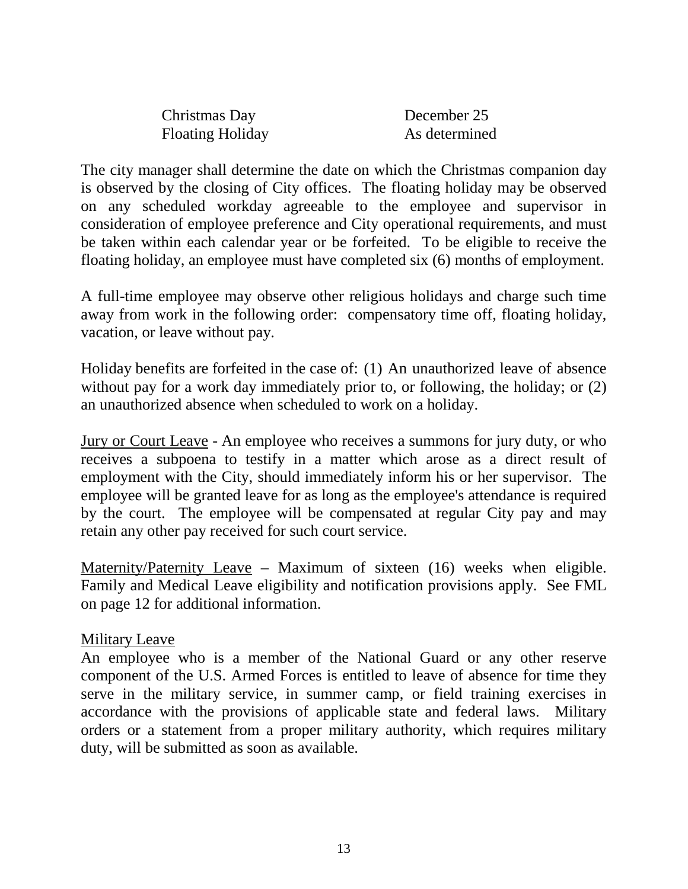| | |
|---|---|
| Christmas Day | December 25 |
| Floating Holiday | As determined |

The city manager shall determine the date on which the Christmas companion day is observed by the closing of City offices. The floating holiday may be observed on any scheduled workday agreeable to the employee and supervisor in consideration of employee preference and City operational requirements, and must be taken within each calendar year or be forfeited. To be eligible to receive the floating holiday, an employee must have completed six (6) months of employment.

A full-time employee may observe other religious holidays and charge such time away from work in the following order: compensatory time off, floating holiday, vacation, or leave without pay.

Holiday benefits are forfeited in the case of: (1) An unauthorized leave of absence without pay for a work day immediately prior to, or following, the holiday; or (2) an unauthorized absence when scheduled to work on a holiday.

<u>Jury or Court Leave</u> - An employee who receives a summons for jury duty, or who receives a subpoena to testify in a matter which arose as a direct result of employment with the City, should immediately inform his or her supervisor. The employee will be granted leave for as long as the employee's attendance is required by the court. The employee will be compensated at regular City pay and may retain any other pay received for such court service.

<u>Maternity/Paternity Leave</u> – Maximum of sixteen (16) weeks when eligible. Family and Medical Leave eligibility and notification provisions apply. See FML on page 12 for additional information.

<u>Military Leave</u>

An employee who is a member of the National Guard or any other reserve component of the U.S. Armed Forces is entitled to leave of absence for time they serve in the military service, in summer camp, or field training exercises in accordance with the provisions of applicable state and federal laws. Military orders or a statement from a proper military authority, which requires military duty, will be submitted as soon as available.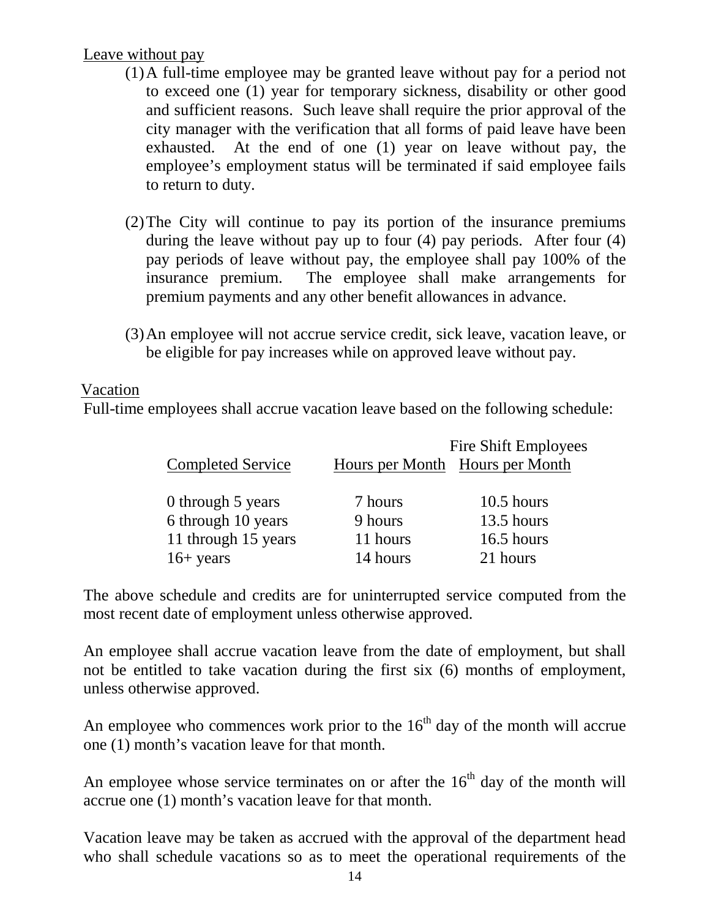Leave without pay

(1) A full-time employee may be granted leave without pay for a period not to exceed one (1) year for temporary sickness, disability or other good and sufficient reasons. Such leave shall require the prior approval of the city manager with the verification that all forms of paid leave have been exhausted. At the end of one (1) year on leave without pay, the employee's employment status will be terminated if said employee fails to return to duty.

(2) The City will continue to pay its portion of the insurance premiums during the leave without pay up to four (4) pay periods. After four (4) pay periods of leave without pay, the employee shall pay 100% of the insurance premium. The employee shall make arrangements for premium payments and any other benefit allowances in advance.

(3) An employee will not accrue service credit, sick leave, vacation leave, or be eligible for pay increases while on approved leave without pay.

Vacation

Full-time employees shall accrue vacation leave based on the following schedule:

| Completed Service | Hours per Month | Fire Shift Employees Hours per Month |
|---|---|---|
| 0 through 5 years | 7 hours | 10.5 hours |
| 6 through 10 years | 9 hours | 13.5 hours |
| 11 through 15 years | 11 hours | 16.5 hours |
| 16+ years | 14 hours | 21 hours |

The above schedule and credits are for uninterrupted service computed from the most recent date of employment unless otherwise approved.

An employee shall accrue vacation leave from the date of employment, but shall not be entitled to take vacation during the first six (6) months of employment, unless otherwise approved.

An employee who commences work prior to the 16th day of the month will accrue one (1) month's vacation leave for that month.

An employee whose service terminates on or after the 16th day of the month will accrue one (1) month's vacation leave for that month.

Vacation leave may be taken as accrued with the approval of the department head who shall schedule vacations so as to meet the operational requirements of the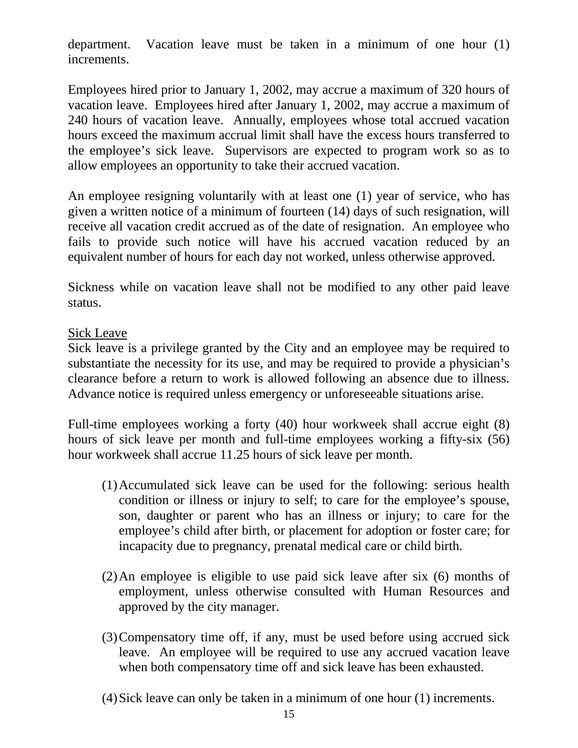department. Vacation leave must be taken in a minimum of one hour (1) increments.

Employees hired prior to January 1, 2002, may accrue a maximum of 320 hours of vacation leave. Employees hired after January 1, 2002, may accrue a maximum of 240 hours of vacation leave. Annually, employees whose total accrued vacation hours exceed the maximum accrual limit shall have the excess hours transferred to the employee's sick leave. Supervisors are expected to program work so as to allow employees an opportunity to take their accrued vacation.

An employee resigning voluntarily with at least one (1) year of service, who has given a written notice of a minimum of fourteen (14) days of such resignation, will receive all vacation credit accrued as of the date of resignation. An employee who fails to provide such notice will have his accrued vacation reduced by an equivalent number of hours for each day not worked, unless otherwise approved.

Sickness while on vacation leave shall not be modified to any other paid leave status.

<u>Sick Leave</u>

Sick leave is a privilege granted by the City and an employee may be required to substantiate the necessity for its use, and may be required to provide a physician's clearance before a return to work is allowed following an absence due to illness. Advance notice is required unless emergency or unforeseeable situations arise.

Full-time employees working a forty (40) hour workweek shall accrue eight (8) hours of sick leave per month and full-time employees working a fifty-six (56) hour workweek shall accrue 11.25 hours of sick leave per month.

(1) Accumulated sick leave can be used for the following: serious health condition or illness or injury to self; to care for the employee's spouse, son, daughter or parent who has an illness or injury; to care for the employee's child after birth, or placement for adoption or foster care; for incapacity due to pregnancy, prenatal medical care or child birth.

(2) An employee is eligible to use paid sick leave after six (6) months of employment, unless otherwise consulted with Human Resources and approved by the city manager.

(3) Compensatory time off, if any, must be used before using accrued sick leave. An employee will be required to use any accrued vacation leave when both compensatory time off and sick leave has been exhausted.

(4) Sick leave can only be taken in a minimum of one hour (1) increments.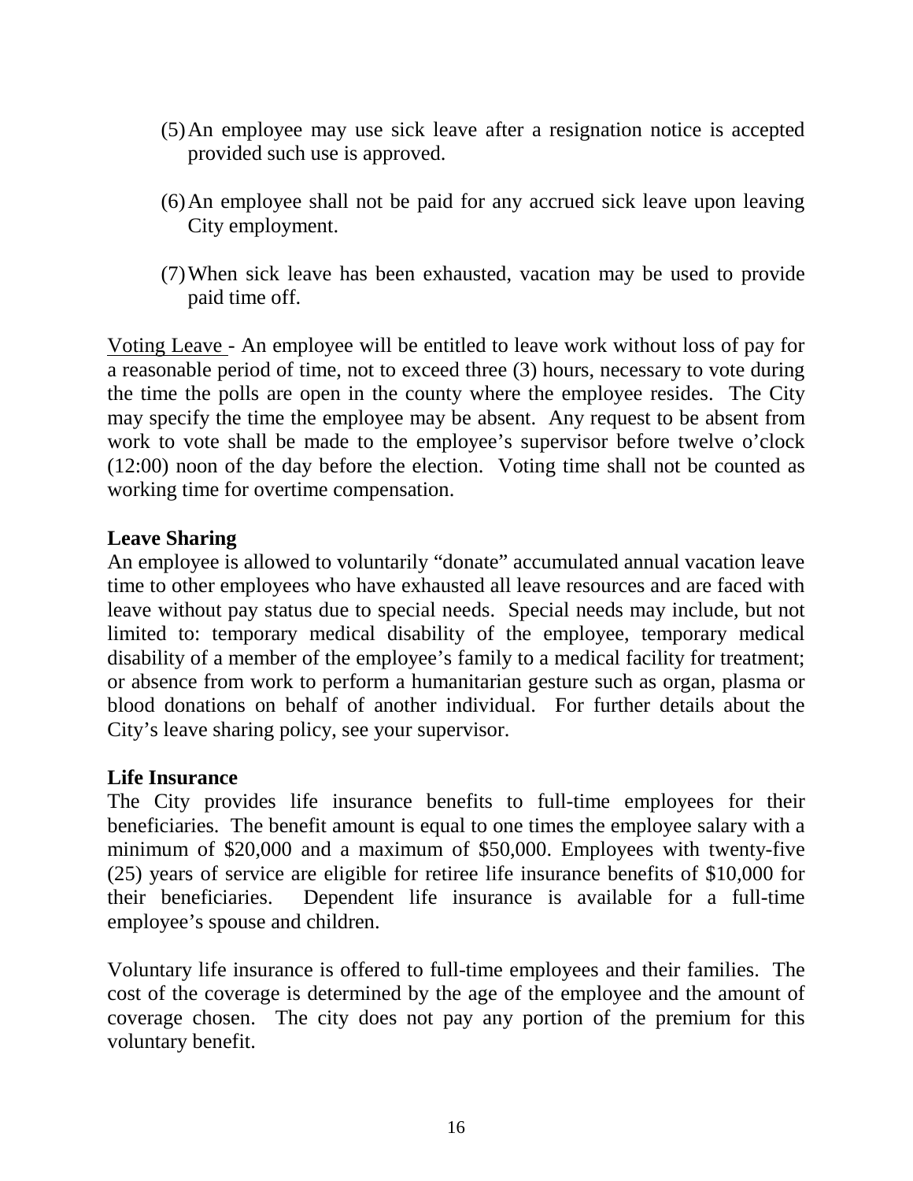(5) An employee may use sick leave after a resignation notice is accepted provided such use is approved.

(6) An employee shall not be paid for any accrued sick leave upon leaving City employment.

(7) When sick leave has been exhausted, vacation may be used to provide paid time off.

Voting Leave - An employee will be entitled to leave work without loss of pay for a reasonable period of time, not to exceed three (3) hours, necessary to vote during the time the polls are open in the county where the employee resides. The City may specify the time the employee may be absent. Any request to be absent from work to vote shall be made to the employee's supervisor before twelve o'clock (12:00) noon of the day before the election. Voting time shall not be counted as working time for overtime compensation.

**Leave Sharing**

An employee is allowed to voluntarily "donate" accumulated annual vacation leave time to other employees who have exhausted all leave resources and are faced with leave without pay status due to special needs. Special needs may include, but not limited to: temporary medical disability of the employee, temporary medical disability of a member of the employee's family to a medical facility for treatment; or absence from work to perform a humanitarian gesture such as organ, plasma or blood donations on behalf of another individual. For further details about the City's leave sharing policy, see your supervisor.

**Life Insurance**

The City provides life insurance benefits to full-time employees for their beneficiaries. The benefit amount is equal to one times the employee salary with a minimum of $20,000 and a maximum of $50,000. Employees with twenty-five (25) years of service are eligible for retiree life insurance benefits of $10,000 for their beneficiaries. Dependent life insurance is available for a full-time employee's spouse and children.

Voluntary life insurance is offered to full-time employees and their families. The cost of the coverage is determined by the age of the employee and the amount of coverage chosen. The city does not pay any portion of the premium for this voluntary benefit.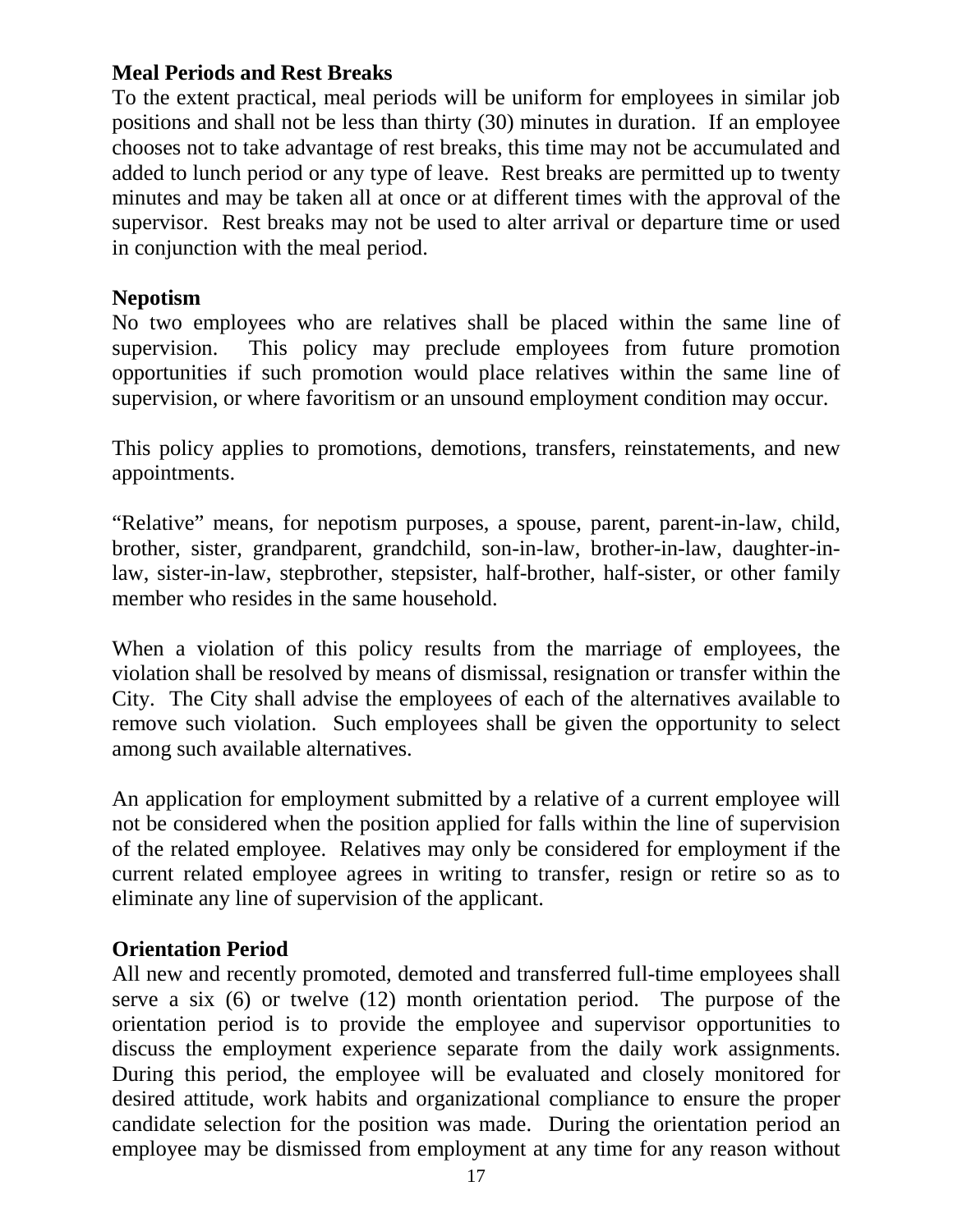**Meal Periods and Rest Breaks**

To the extent practical, meal periods will be uniform for employees in similar job positions and shall not be less than thirty (30) minutes in duration. If an employee chooses not to take advantage of rest breaks, this time may not be accumulated and added to lunch period or any type of leave. Rest breaks are permitted up to twenty minutes and may be taken all at once or at different times with the approval of the supervisor. Rest breaks may not be used to alter arrival or departure time or used in conjunction with the meal period.

**Nepotism**

No two employees who are relatives shall be placed within the same line of supervision. This policy may preclude employees from future promotion opportunities if such promotion would place relatives within the same line of supervision, or where favoritism or an unsound employment condition may occur.

This policy applies to promotions, demotions, transfers, reinstatements, and new appointments.

"Relative" means, for nepotism purposes, a spouse, parent, parent-in-law, child, brother, sister, grandparent, grandchild, son-in-law, brother-in-law, daughter-in-law, sister-in-law, stepbrother, stepsister, half-brother, half-sister, or other family member who resides in the same household.

When a violation of this policy results from the marriage of employees, the violation shall be resolved by means of dismissal, resignation or transfer within the City. The City shall advise the employees of each of the alternatives available to remove such violation. Such employees shall be given the opportunity to select among such available alternatives.

An application for employment submitted by a relative of a current employee will not be considered when the position applied for falls within the line of supervision of the related employee. Relatives may only be considered for employment if the current related employee agrees in writing to transfer, resign or retire so as to eliminate any line of supervision of the applicant.

**Orientation Period**

All new and recently promoted, demoted and transferred full-time employees shall serve a six (6) or twelve (12) month orientation period. The purpose of the orientation period is to provide the employee and supervisor opportunities to discuss the employment experience separate from the daily work assignments. During this period, the employee will be evaluated and closely monitored for desired attitude, work habits and organizational compliance to ensure the proper candidate selection for the position was made. During the orientation period an employee may be dismissed from employment at any time for any reason without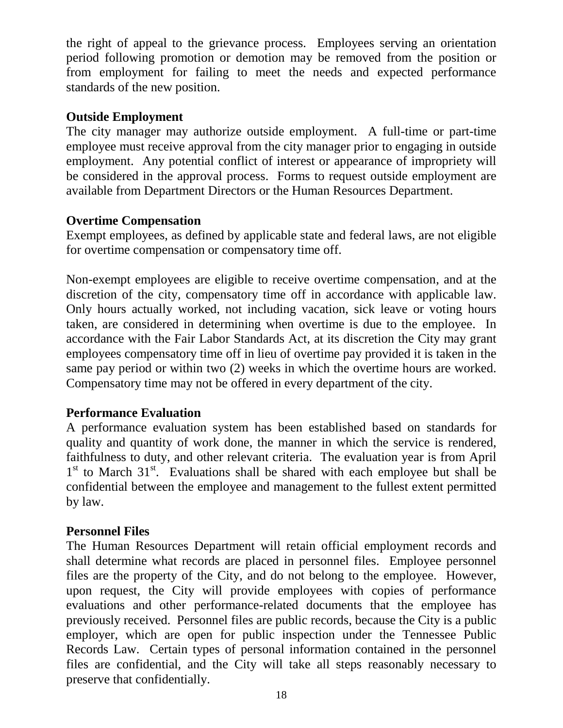the right of appeal to the grievance process. Employees serving an orientation period following promotion or demotion may be removed from the position or from employment for failing to meet the needs and expected performance standards of the new position.

**Outside Employment**

The city manager may authorize outside employment. A full-time or part-time employee must receive approval from the city manager prior to engaging in outside employment. Any potential conflict of interest or appearance of impropriety will be considered in the approval process. Forms to request outside employment are available from Department Directors or the Human Resources Department.

**Overtime Compensation**

Exempt employees, as defined by applicable state and federal laws, are not eligible for overtime compensation or compensatory time off.

Non-exempt employees are eligible to receive overtime compensation, and at the discretion of the city, compensatory time off in accordance with applicable law. Only hours actually worked, not including vacation, sick leave or voting hours taken, are considered in determining when overtime is due to the employee. In accordance with the Fair Labor Standards Act, at its discretion the City may grant employees compensatory time off in lieu of overtime pay provided it is taken in the same pay period or within two (2) weeks in which the overtime hours are worked. Compensatory time may not be offered in every department of the city.

**Performance Evaluation**

A performance evaluation system has been established based on standards for quality and quantity of work done, the manner in which the service is rendered, faithfulness to duty, and other relevant criteria. The evaluation year is from April 1st to March 31st. Evaluations shall be shared with each employee but shall be confidential between the employee and management to the fullest extent permitted by law.

**Personnel Files**

The Human Resources Department will retain official employment records and shall determine what records are placed in personnel files. Employee personnel files are the property of the City, and do not belong to the employee. However, upon request, the City will provide employees with copies of performance evaluations and other performance-related documents that the employee has previously received. Personnel files are public records, because the City is a public employer, which are open for public inspection under the Tennessee Public Records Law. Certain types of personal information contained in the personnel files are confidential, and the City will take all steps reasonably necessary to preserve that confidentially.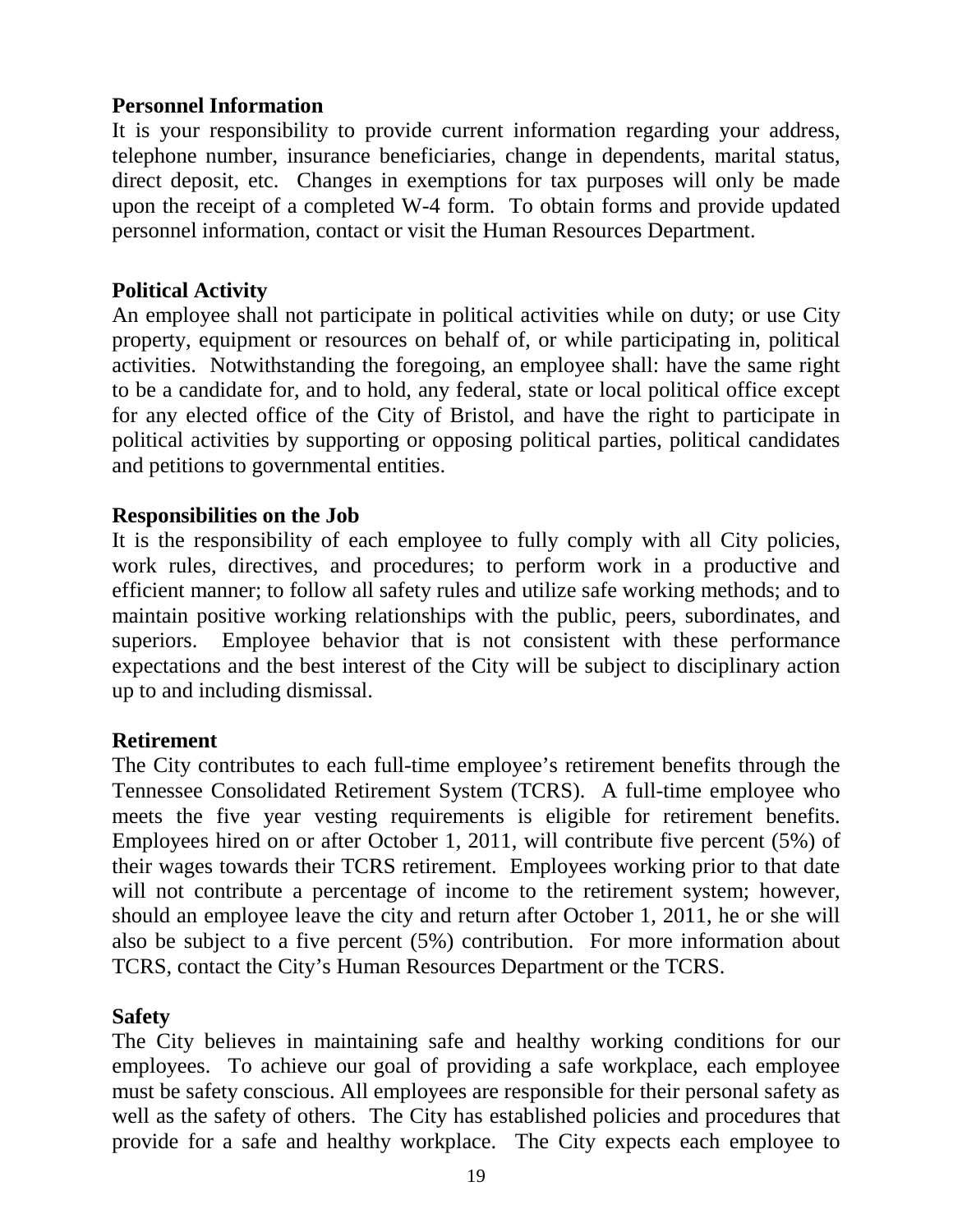**Personnel Information**

It is your responsibility to provide current information regarding your address, telephone number, insurance beneficiaries, change in dependents, marital status, direct deposit, etc. Changes in exemptions for tax purposes will only be made upon the receipt of a completed W-4 form. To obtain forms and provide updated personnel information, contact or visit the Human Resources Department.

**Political Activity**

An employee shall not participate in political activities while on duty; or use City property, equipment or resources on behalf of, or while participating in, political activities. Notwithstanding the foregoing, an employee shall: have the same right to be a candidate for, and to hold, any federal, state or local political office except for any elected office of the City of Bristol, and have the right to participate in political activities by supporting or opposing political parties, political candidates and petitions to governmental entities.

**Responsibilities on the Job**

It is the responsibility of each employee to fully comply with all City policies, work rules, directives, and procedures; to perform work in a productive and efficient manner; to follow all safety rules and utilize safe working methods; and to maintain positive working relationships with the public, peers, subordinates, and superiors. Employee behavior that is not consistent with these performance expectations and the best interest of the City will be subject to disciplinary action up to and including dismissal.

**Retirement**

The City contributes to each full-time employee's retirement benefits through the Tennessee Consolidated Retirement System (TCRS). A full-time employee who meets the five year vesting requirements is eligible for retirement benefits. Employees hired on or after October 1, 2011, will contribute five percent (5%) of their wages towards their TCRS retirement. Employees working prior to that date will not contribute a percentage of income to the retirement system; however, should an employee leave the city and return after October 1, 2011, he or she will also be subject to a five percent (5%) contribution. For more information about TCRS, contact the City's Human Resources Department or the TCRS.

**Safety**

The City believes in maintaining safe and healthy working conditions for our employees. To achieve our goal of providing a safe workplace, each employee must be safety conscious. All employees are responsible for their personal safety as well as the safety of others. The City has established policies and procedures that provide for a safe and healthy workplace. The City expects each employee to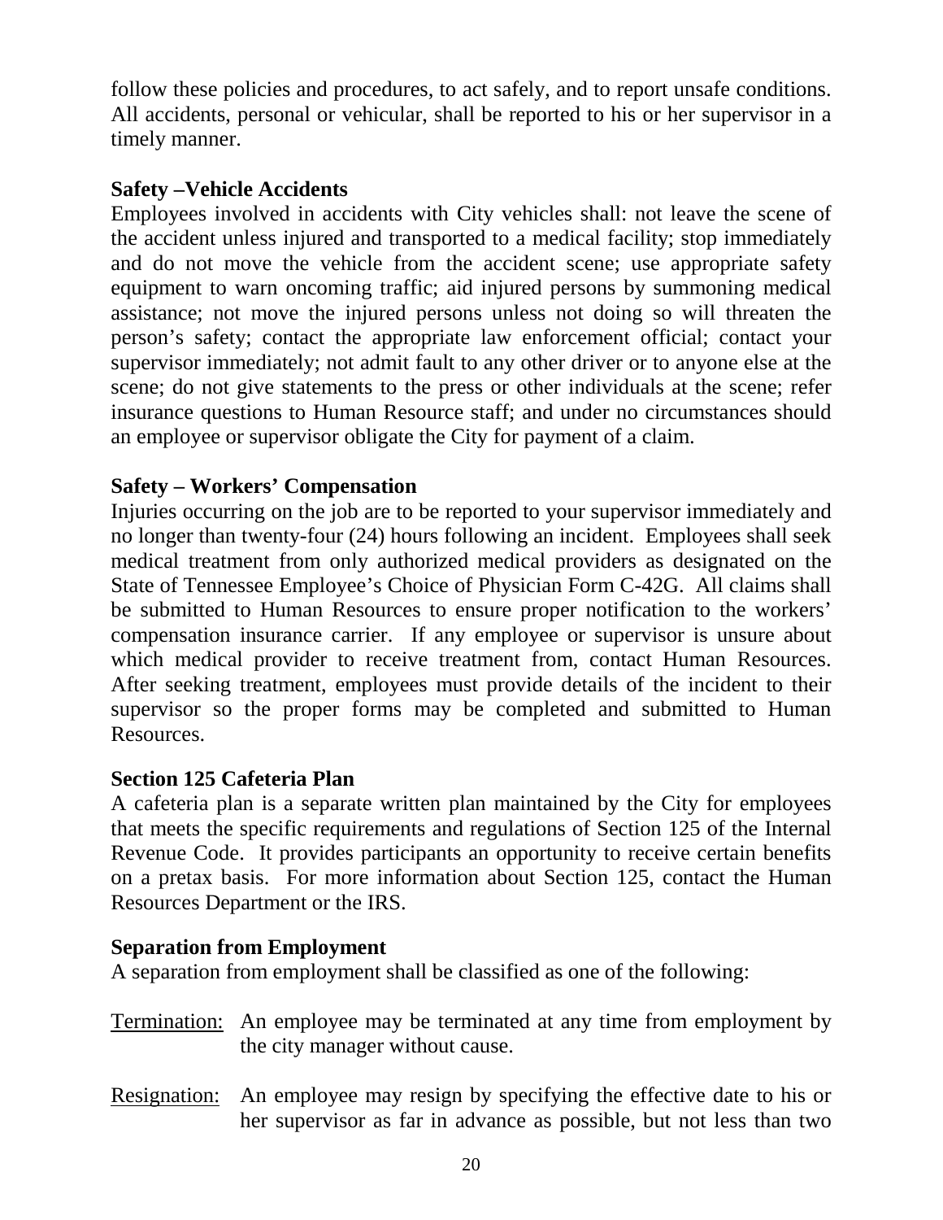follow these policies and procedures, to act safely, and to report unsafe conditions. All accidents, personal or vehicular, shall be reported to his or her supervisor in a timely manner.

**Safety –Vehicle Accidents**

Employees involved in accidents with City vehicles shall: not leave the scene of the accident unless injured and transported to a medical facility; stop immediately and do not move the vehicle from the accident scene; use appropriate safety equipment to warn oncoming traffic; aid injured persons by summoning medical assistance; not move the injured persons unless not doing so will threaten the person's safety; contact the appropriate law enforcement official; contact your supervisor immediately; not admit fault to any other driver or to anyone else at the scene; do not give statements to the press or other individuals at the scene; refer insurance questions to Human Resource staff; and under no circumstances should an employee or supervisor obligate the City for payment of a claim.

**Safety – Workers' Compensation**

Injuries occurring on the job are to be reported to your supervisor immediately and no longer than twenty-four (24) hours following an incident. Employees shall seek medical treatment from only authorized medical providers as designated on the State of Tennessee Employee's Choice of Physician Form C-42G. All claims shall be submitted to Human Resources to ensure proper notification to the workers' compensation insurance carrier. If any employee or supervisor is unsure about which medical provider to receive treatment from, contact Human Resources. After seeking treatment, employees must provide details of the incident to their supervisor so the proper forms may be completed and submitted to Human Resources.

**Section 125 Cafeteria Plan**

A cafeteria plan is a separate written plan maintained by the City for employees that meets the specific requirements and regulations of Section 125 of the Internal Revenue Code. It provides participants an opportunity to receive certain benefits on a pretax basis. For more information about Section 125, contact the Human Resources Department or the IRS.

**Separation from Employment**

A separation from employment shall be classified as one of the following:

Termination: An employee may be terminated at any time from employment by the city manager without cause.

Resignation: An employee may resign by specifying the effective date to his or her supervisor as far in advance as possible, but not less than two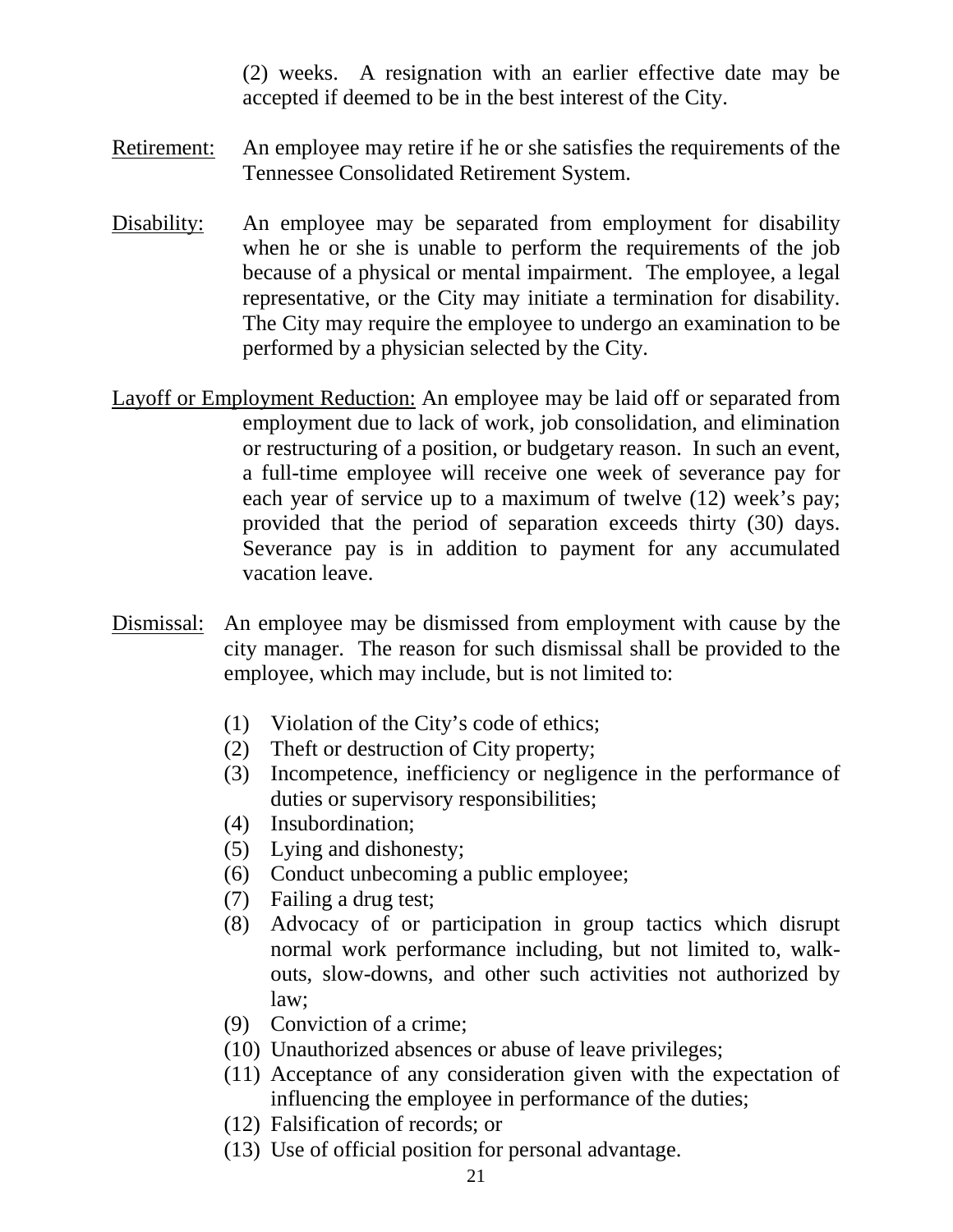(2) weeks. A resignation with an earlier effective date may be accepted if deemed to be in the best interest of the City.

<u>Retirement:</u> An employee may retire if he or she satisfies the requirements of the Tennessee Consolidated Retirement System.

<u>Disability:</u> An employee may be separated from employment for disability when he or she is unable to perform the requirements of the job because of a physical or mental impairment. The employee, a legal representative, or the City may initiate a termination for disability. The City may require the employee to undergo an examination to be performed by a physician selected by the City.

<u>Layoff or Employment Reduction:</u> An employee may be laid off or separated from employment due to lack of work, job consolidation, and elimination or restructuring of a position, or budgetary reason. In such an event, a full-time employee will receive one week of severance pay for each year of service up to a maximum of twelve (12) week's pay; provided that the period of separation exceeds thirty (30) days. Severance pay is in addition to payment for any accumulated vacation leave.

<u>Dismissal:</u> An employee may be dismissed from employment with cause by the city manager. The reason for such dismissal shall be provided to the employee, which may include, but is not limited to:

(1) Violation of the City's code of ethics;
(2) Theft or destruction of City property;
(3) Incompetence, inefficiency or negligence in the performance of duties or supervisory responsibilities;
(4) Insubordination;
(5) Lying and dishonesty;
(6) Conduct unbecoming a public employee;
(7) Failing a drug test;
(8) Advocacy of or participation in group tactics which disrupt normal work performance including, but not limited to, walk-outs, slow-downs, and other such activities not authorized by law;
(9) Conviction of a crime;
(10) Unauthorized absences or abuse of leave privileges;
(11) Acceptance of any consideration given with the expectation of influencing the employee in performance of the duties;
(12) Falsification of records; or
(13) Use of official position for personal advantage.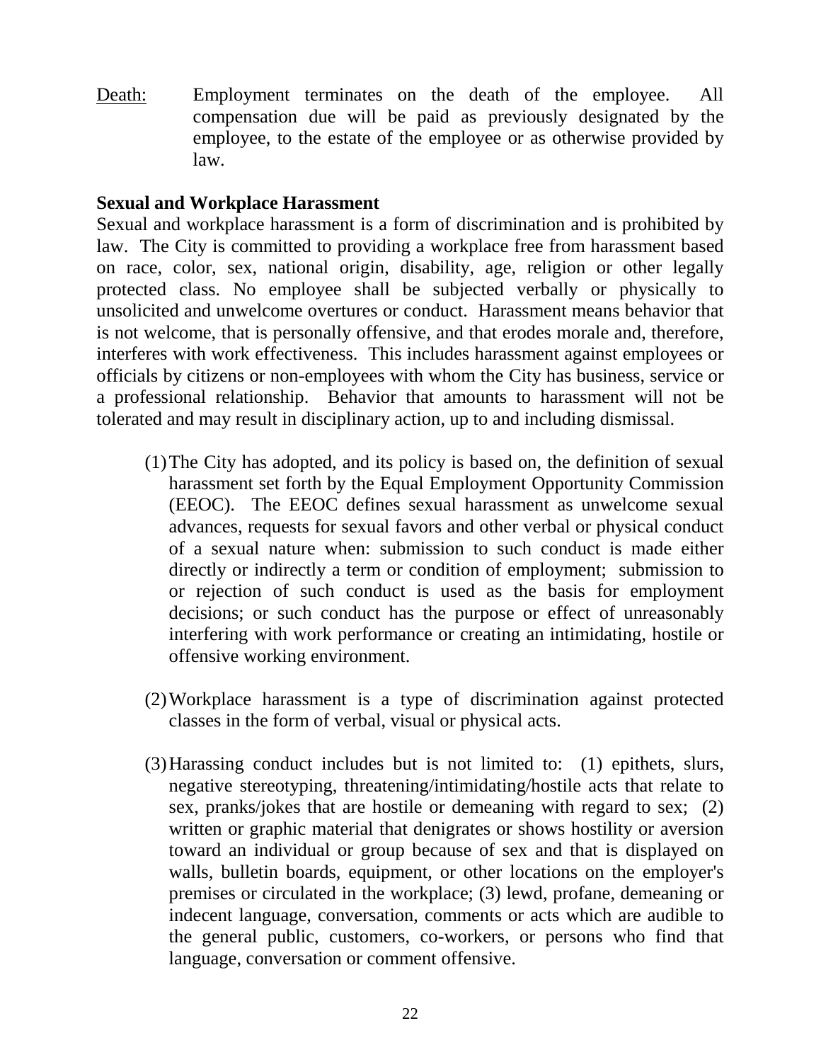<u>Death</u>: Employment terminates on the death of the employee. All compensation due will be paid as previously designated by the employee, to the estate of the employee or as otherwise provided by law.

**Sexual and Workplace Harassment**

Sexual and workplace harassment is a form of discrimination and is prohibited by law. The City is committed to providing a workplace free from harassment based on race, color, sex, national origin, disability, age, religion or other legally protected class. No employee shall be subjected verbally or physically to unsolicited and unwelcome overtures or conduct. Harassment means behavior that is not welcome, that is personally offensive, and that erodes morale and, therefore, interferes with work effectiveness. This includes harassment against employees or officials by citizens or non-employees with whom the City has business, service or a professional relationship. Behavior that amounts to harassment will not be tolerated and may result in disciplinary action, up to and including dismissal.

(1) The City has adopted, and its policy is based on, the definition of sexual harassment set forth by the Equal Employment Opportunity Commission (EEOC). The EEOC defines sexual harassment as unwelcome sexual advances, requests for sexual favors and other verbal or physical conduct of a sexual nature when: submission to such conduct is made either directly or indirectly a term or condition of employment; submission to or rejection of such conduct is used as the basis for employment decisions; or such conduct has the purpose or effect of unreasonably interfering with work performance or creating an intimidating, hostile or offensive working environment.

(2) Workplace harassment is a type of discrimination against protected classes in the form of verbal, visual or physical acts.

(3) Harassing conduct includes but is not limited to: (1) epithets, slurs, negative stereotyping, threatening/intimidating/hostile acts that relate to sex, pranks/jokes that are hostile or demeaning with regard to sex; (2) written or graphic material that denigrates or shows hostility or aversion toward an individual or group because of sex and that is displayed on walls, bulletin boards, equipment, or other locations on the employer's premises or circulated in the workplace; (3) lewd, profane, demeaning or indecent language, conversation, comments or acts which are audible to the general public, customers, co-workers, or persons who find that language, conversation or comment offensive.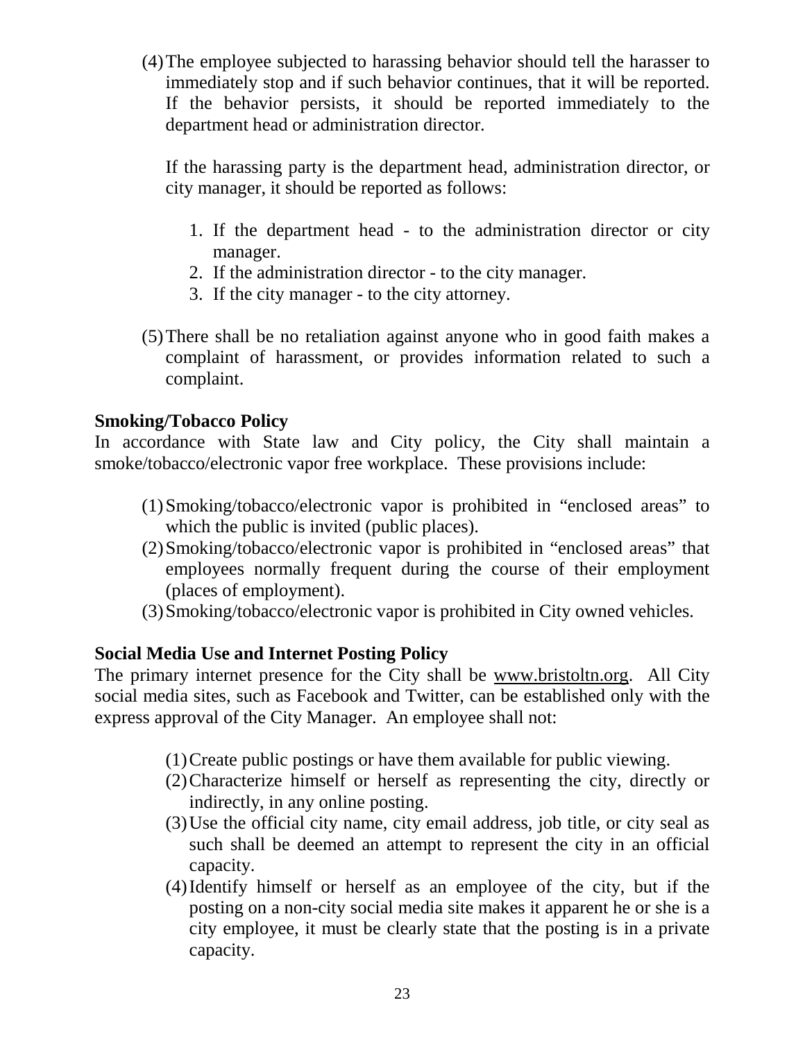(4) The employee subjected to harassing behavior should tell the harasser to immediately stop and if such behavior continues, that it will be reported. If the behavior persists, it should be reported immediately to the department head or administration director.

    If the harassing party is the department head, administration director, or city manager, it should be reported as follows:

    1. If the department head - to the administration director or city manager.
    2. If the administration director - to the city manager.
    3. If the city manager - to the city attorney.

(5) There shall be no retaliation against anyone who in good faith makes a complaint of harassment, or provides information related to such a complaint.

**Smoking/Tobacco Policy**

In accordance with State law and City policy, the City shall maintain a smoke/tobacco/electronic vapor free workplace. These provisions include:

(1) Smoking/tobacco/electronic vapor is prohibited in "enclosed areas" to which the public is invited (public places).
(2) Smoking/tobacco/electronic vapor is prohibited in "enclosed areas" that employees normally frequent during the course of their employment (places of employment).
(3) Smoking/tobacco/electronic vapor is prohibited in City owned vehicles.

**Social Media Use and Internet Posting Policy**

The primary internet presence for the City shall be www.bristoltn.org. All City social media sites, such as Facebook and Twitter, can be established only with the express approval of the City Manager. An employee shall not:

(1) Create public postings or have them available for public viewing.
(2) Characterize himself or herself as representing the city, directly or indirectly, in any online posting.
(3) Use the official city name, city email address, job title, or city seal as such shall be deemed an attempt to represent the city in an official capacity.
(4) Identify himself or herself as an employee of the city, but if the posting on a non-city social media site makes it apparent he or she is a city employee, it must be clearly state that the posting is in a private capacity.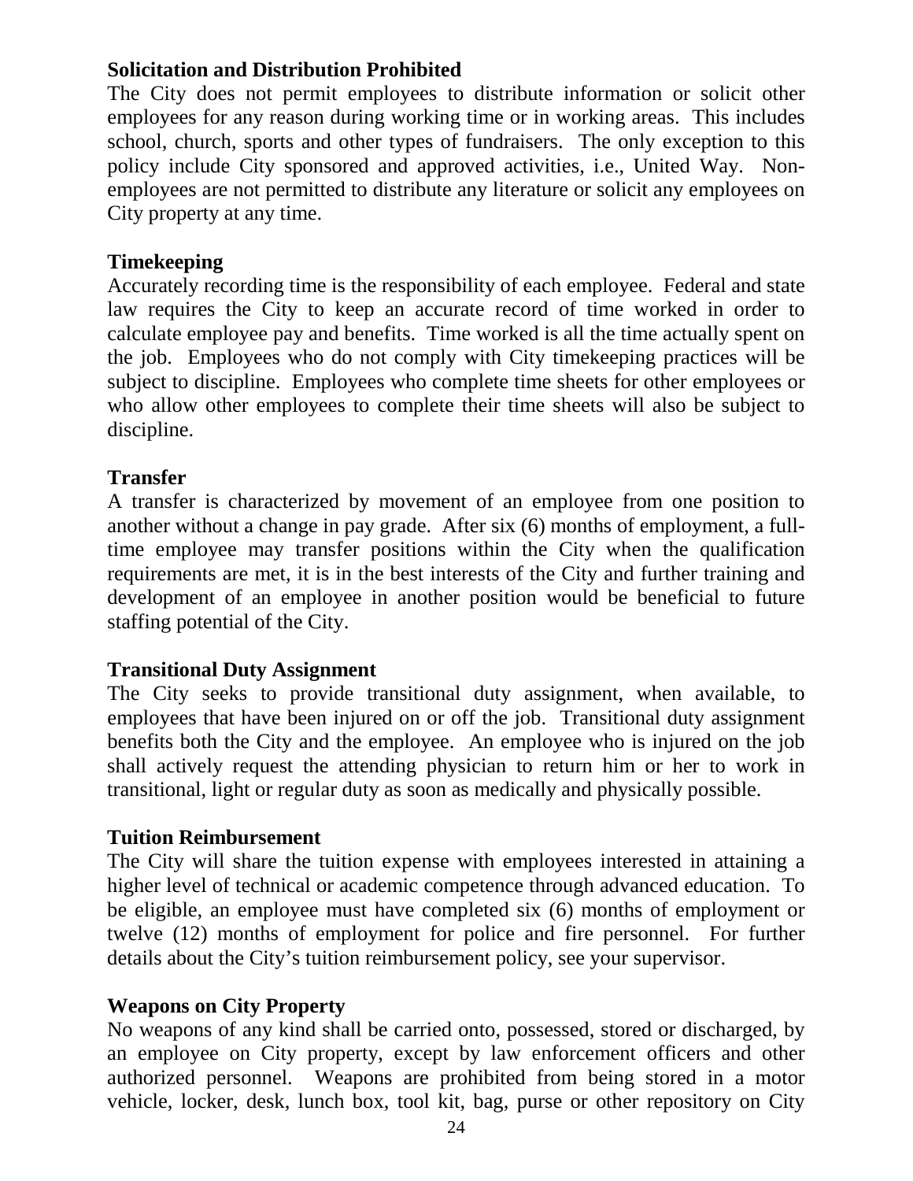**Solicitation and Distribution Prohibited**

The City does not permit employees to distribute information or solicit other employees for any reason during working time or in working areas. This includes school, church, sports and other types of fundraisers. The only exception to this policy include City sponsored and approved activities, i.e., United Way. Non-employees are not permitted to distribute any literature or solicit any employees on City property at any time.

**Timekeeping**

Accurately recording time is the responsibility of each employee. Federal and state law requires the City to keep an accurate record of time worked in order to calculate employee pay and benefits. Time worked is all the time actually spent on the job. Employees who do not comply with City timekeeping practices will be subject to discipline. Employees who complete time sheets for other employees or who allow other employees to complete their time sheets will also be subject to discipline.

**Transfer**

A transfer is characterized by movement of an employee from one position to another without a change in pay grade. After six (6) months of employment, a full-time employee may transfer positions within the City when the qualification requirements are met, it is in the best interests of the City and further training and development of an employee in another position would be beneficial to future staffing potential of the City.

**Transitional Duty Assignment**

The City seeks to provide transitional duty assignment, when available, to employees that have been injured on or off the job. Transitional duty assignment benefits both the City and the employee. An employee who is injured on the job shall actively request the attending physician to return him or her to work in transitional, light or regular duty as soon as medically and physically possible.

**Tuition Reimbursement**

The City will share the tuition expense with employees interested in attaining a higher level of technical or academic competence through advanced education. To be eligible, an employee must have completed six (6) months of employment or twelve (12) months of employment for police and fire personnel. For further details about the City's tuition reimbursement policy, see your supervisor.

**Weapons on City Property**

No weapons of any kind shall be carried onto, possessed, stored or discharged, by an employee on City property, except by law enforcement officers and other authorized personnel. Weapons are prohibited from being stored in a motor vehicle, locker, desk, lunch box, tool kit, bag, purse or other repository on City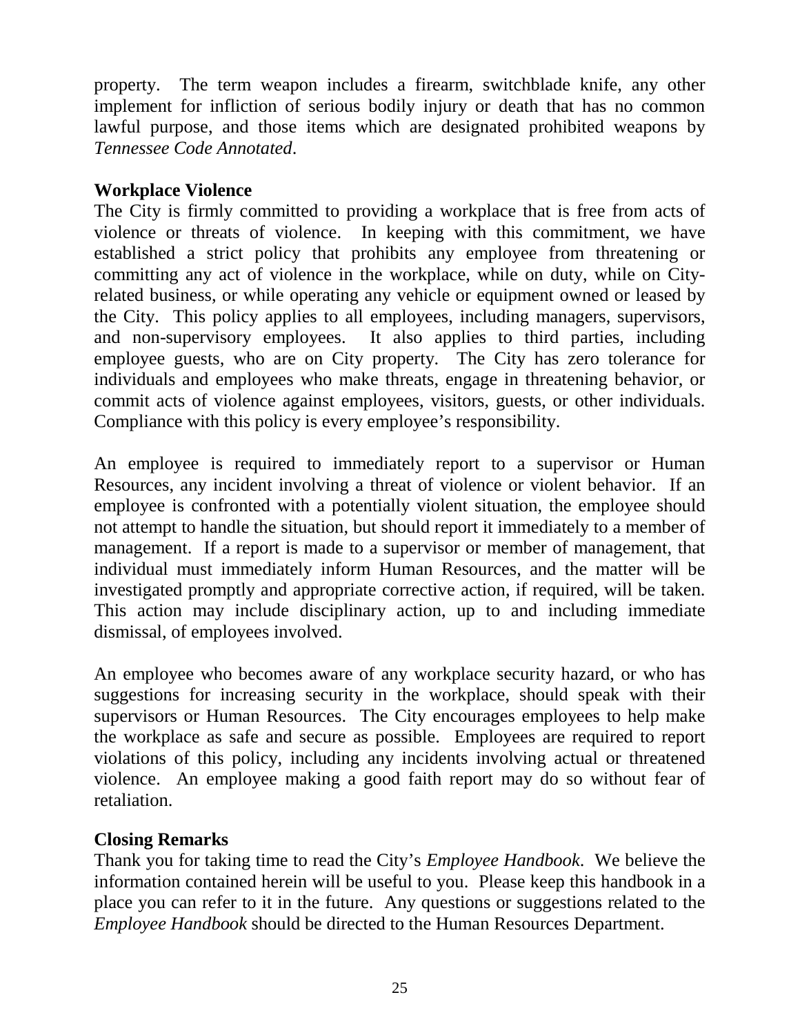property. The term weapon includes a firearm, switchblade knife, any other implement for infliction of serious bodily injury or death that has no common lawful purpose, and those items which are designated prohibited weapons by *Tennessee Code Annotated*.

**Workplace Violence**

The City is firmly committed to providing a workplace that is free from acts of violence or threats of violence. In keeping with this commitment, we have established a strict policy that prohibits any employee from threatening or committing any act of violence in the workplace, while on duty, while on City-related business, or while operating any vehicle or equipment owned or leased by the City. This policy applies to all employees, including managers, supervisors, and non-supervisory employees. It also applies to third parties, including employee guests, who are on City property. The City has zero tolerance for individuals and employees who make threats, engage in threatening behavior, or commit acts of violence against employees, visitors, guests, or other individuals. Compliance with this policy is every employee's responsibility.

An employee is required to immediately report to a supervisor or Human Resources, any incident involving a threat of violence or violent behavior. If an employee is confronted with a potentially violent situation, the employee should not attempt to handle the situation, but should report it immediately to a member of management. If a report is made to a supervisor or member of management, that individual must immediately inform Human Resources, and the matter will be investigated promptly and appropriate corrective action, if required, will be taken. This action may include disciplinary action, up to and including immediate dismissal, of employees involved.

An employee who becomes aware of any workplace security hazard, or who has suggestions for increasing security in the workplace, should speak with their supervisors or Human Resources. The City encourages employees to help make the workplace as safe and secure as possible. Employees are required to report violations of this policy, including any incidents involving actual or threatened violence. An employee making a good faith report may do so without fear of retaliation.

**Closing Remarks**

Thank you for taking time to read the City's *Employee Handbook.* We believe the information contained herein will be useful to you. Please keep this handbook in a place you can refer to it in the future. Any questions or suggestions related to the *Employee Handbook* should be directed to the Human Resources Department.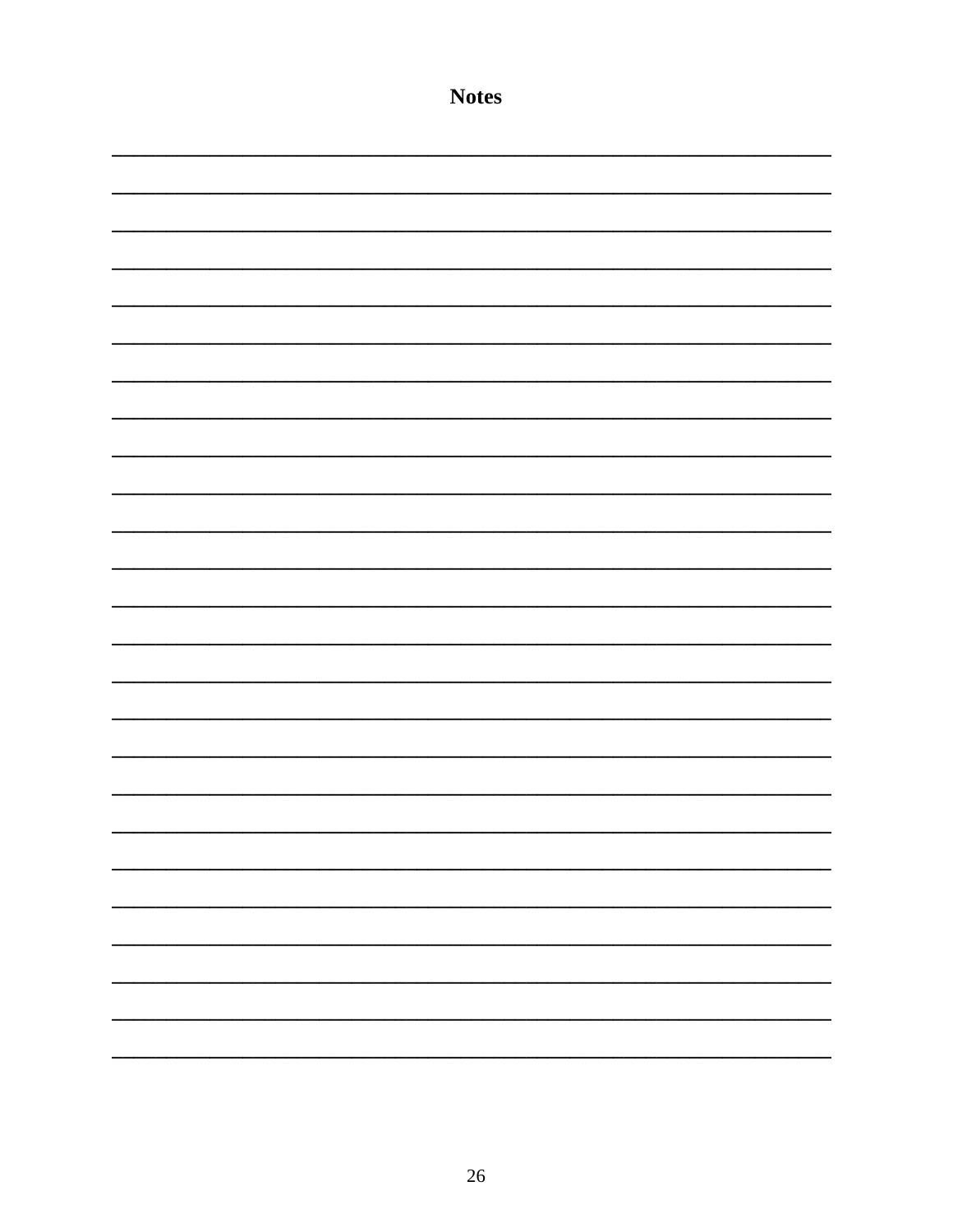# Notes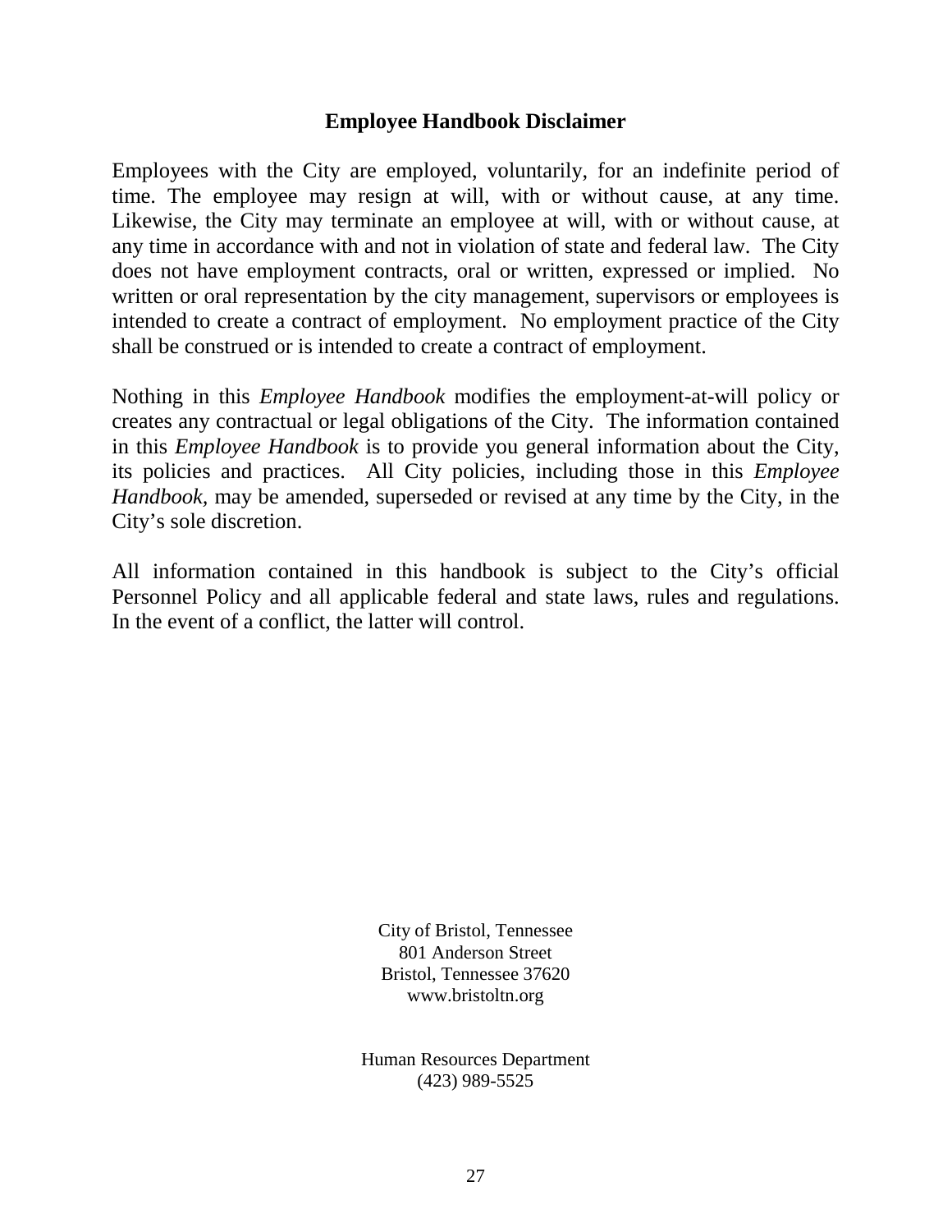## Employee Handbook Disclaimer

Employees with the City are employed, voluntarily, for an indefinite period of time. The employee may resign at will, with or without cause, at any time. Likewise, the City may terminate an employee at will, with or without cause, at any time in accordance with and not in violation of state and federal law. The City does not have employment contracts, oral or written, expressed or implied. No written or oral representation by the city management, supervisors or employees is intended to create a contract of employment. No employment practice of the City shall be construed or is intended to create a contract of employment.

Nothing in this *Employee Handbook* modifies the employment-at-will policy or creates any contractual or legal obligations of the City. The information contained in this *Employee Handbook* is to provide you general information about the City, its policies and practices. All City policies, including those in this *Employee Handbook*, may be amended, superseded or revised at any time by the City, in the City's sole discretion.

All information contained in this handbook is subject to the City's official Personnel Policy and all applicable federal and state laws, rules and regulations. In the event of a conflict, the latter will control.

City of Bristol, Tennessee
801 Anderson Street
Bristol, Tennessee 37620
www.bristoltn.org

Human Resources Department
(423) 989-5525